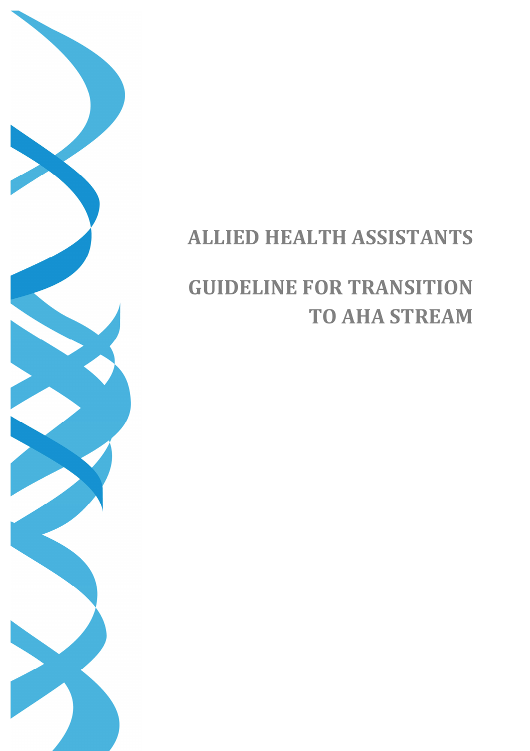# ALLIED HEALTH ASSISTANTS

## GUIDELINE FOR TRANSITION TO AHA STREAM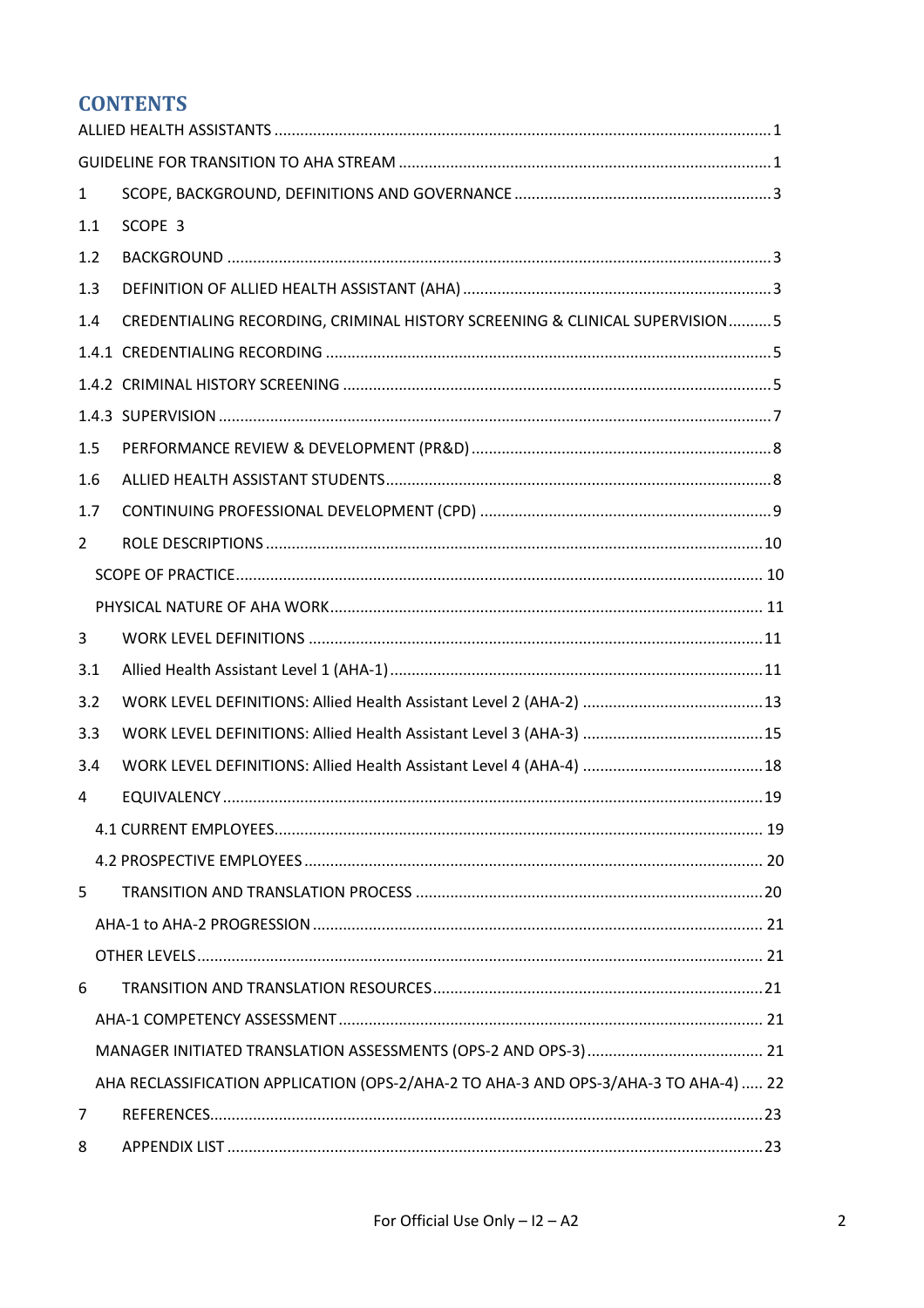# CONTENTS

ALLIED HEALTH ASSISTANTS ........................................ 1

GUIDELINE FOR TRANSITION TO AHA STREAM ........................................ 1

1 SCOPE, BACKGROUND, DEFINITIONS AND GOVERNANCE ........................................ 3

1.1 SCOPE 3

1.2 BACKGROUND ........................................ 3

1.3 DEFINITION OF ALLIED HEALTH ASSISTANT (AHA) ........................................ 3

1.4 CREDENTIALING RECORDING, CRIMINAL HISTORY SCREENING & CLINICAL SUPERVISION .......... 5

1.4.1 CREDENTIALING RECORDING ........................................ 5

1.4.2 CRIMINAL HISTORY SCREENING ........................................ 5

1.4.3 SUPERVISION ........................................ 7

1.5 PERFORMANCE REVIEW & DEVELOPMENT (PR&D) ........................................ 8

1.6 ALLIED HEALTH ASSISTANT STUDENTS ........................................ 8

1.7 CONTINUING PROFESSIONAL DEVELOPMENT (CPD) ........................................ 9

2 ROLE DESCRIPTIONS ........................................ 10

SCOPE OF PRACTICE ........................................ 10

PHYSICAL NATURE OF AHA WORK ........................................ 11

3 WORK LEVEL DEFINITIONS ........................................ 11

3.1 Allied Health Assistant Level 1 (AHA-1) ........................................ 11

3.2 WORK LEVEL DEFINITIONS: Allied Health Assistant Level 2 (AHA-2) ........................................ 13

3.3 WORK LEVEL DEFINITIONS: Allied Health Assistant Level 3 (AHA-3) ........................................ 15

3.4 WORK LEVEL DEFINITIONS: Allied Health Assistant Level 4 (AHA-4) ........................................ 18

4 EQUIVALENCY ........................................ 19

4.1 CURRENT EMPLOYEES ........................................ 19

4.2 PROSPECTIVE EMPLOYEES ........................................ 20

5 TRANSITION AND TRANSLATION PROCESS ........................................ 20

AHA-1 to AHA-2 PROGRESSION ........................................ 21

OTHER LEVELS ........................................ 21

6 TRANSITION AND TRANSLATION RESOURCES ........................................ 21

AHA-1 COMPETENCY ASSESSMENT ........................................ 21

MANAGER INITIATED TRANSLATION ASSESSMENTS (OPS-2 AND OPS-3) ........................................ 21

AHA RECLASSIFICATION APPLICATION (OPS-2/AHA-2 TO AHA-3 AND OPS-3/AHA-3 TO AHA-4) ..... 22

7 REFERENCES ........................................ 23

8 APPENDIX LIST ........................................ 23

For Official Use Only – I2 – A2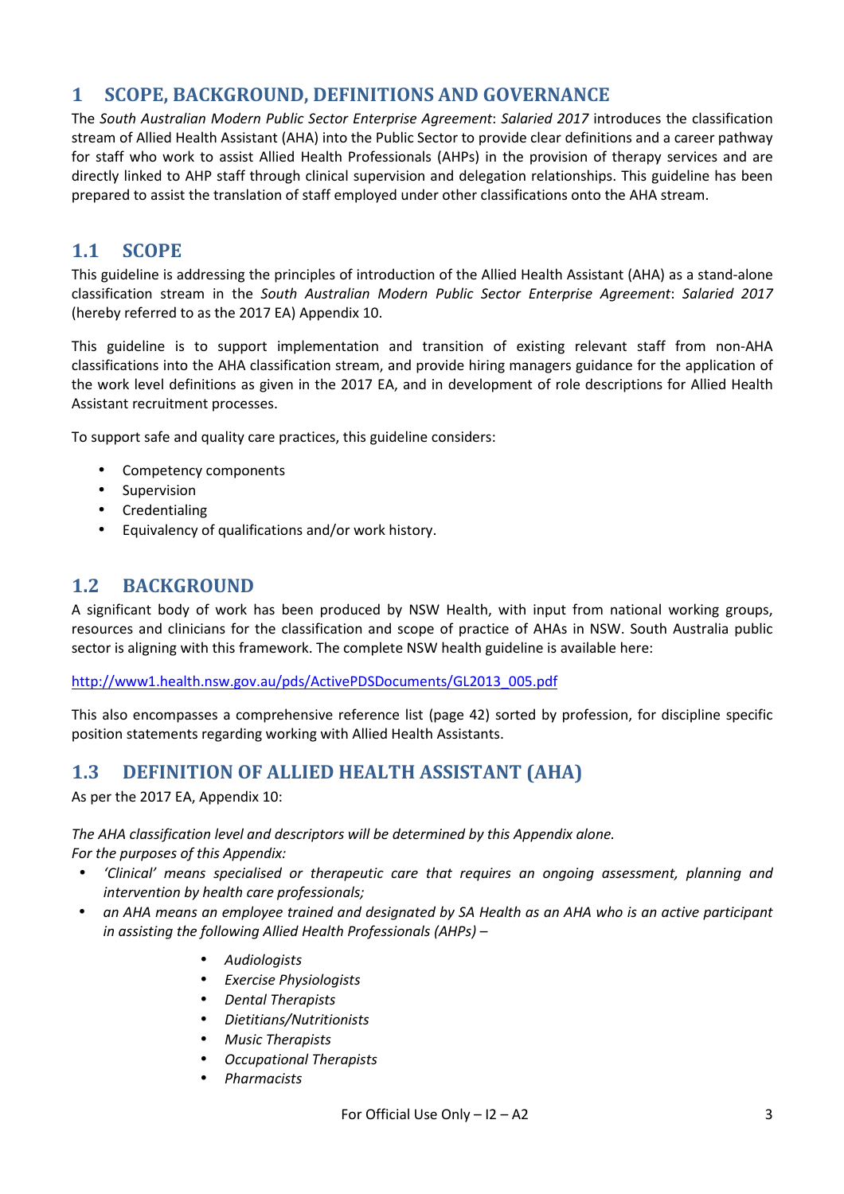# 1 SCOPE, BACKGROUND, DEFINITIONS AND GOVERNANCE

The *South Australian Modern Public Sector Enterprise Agreement*: *Salaried 2017* introduces the classification stream of Allied Health Assistant (AHA) into the Public Sector to provide clear definitions and a career pathway for staff who work to assist Allied Health Professionals (AHPs) in the provision of therapy services and are directly linked to AHP staff through clinical supervision and delegation relationships. This guideline has been prepared to assist the translation of staff employed under other classifications onto the AHA stream.

## 1.1 SCOPE

This guideline is addressing the principles of introduction of the Allied Health Assistant (AHA) as a stand-alone classification stream in the *South Australian Modern Public Sector Enterprise Agreement*: *Salaried 2017* (hereby referred to as the 2017 EA) Appendix 10.

This guideline is to support implementation and transition of existing relevant staff from non-AHA classifications into the AHA classification stream, and provide hiring managers guidance for the application of the work level definitions as given in the 2017 EA, and in development of role descriptions for Allied Health Assistant recruitment processes.

To support safe and quality care practices, this guideline considers:

- Competency components
- Supervision
- Credentialing
- Equivalency of qualifications and/or work history.

## 1.2 BACKGROUND

A significant body of work has been produced by NSW Health, with input from national working groups, resources and clinicians for the classification and scope of practice of AHAs in NSW. South Australia public sector is aligning with this framework. The complete NSW health guideline is available here:

http://www1.health.nsw.gov.au/pds/ActivePDSDocuments/GL2013_005.pdf

This also encompasses a comprehensive reference list (page 42) sorted by profession, for discipline specific position statements regarding working with Allied Health Assistants.

## 1.3 DEFINITION OF ALLIED HEALTH ASSISTANT (AHA)

As per the 2017 EA, Appendix 10:

*The AHA classification level and descriptors will be determined by this Appendix alone.*
*For the purposes of this Appendix:*

- *'Clinical' means specialised or therapeutic care that requires an ongoing assessment, planning and intervention by health care professionals;*
- *an AHA means an employee trained and designated by SA Health as an AHA who is an active participant in assisting the following Allied Health Professionals (AHPs) –*
    - *Audiologists*
    - *Exercise Physiologists*
    - *Dental Therapists*
    - *Dietitians/Nutritionists*
    - *Music Therapists*
    - *Occupational Therapists*
    - *Pharmacists*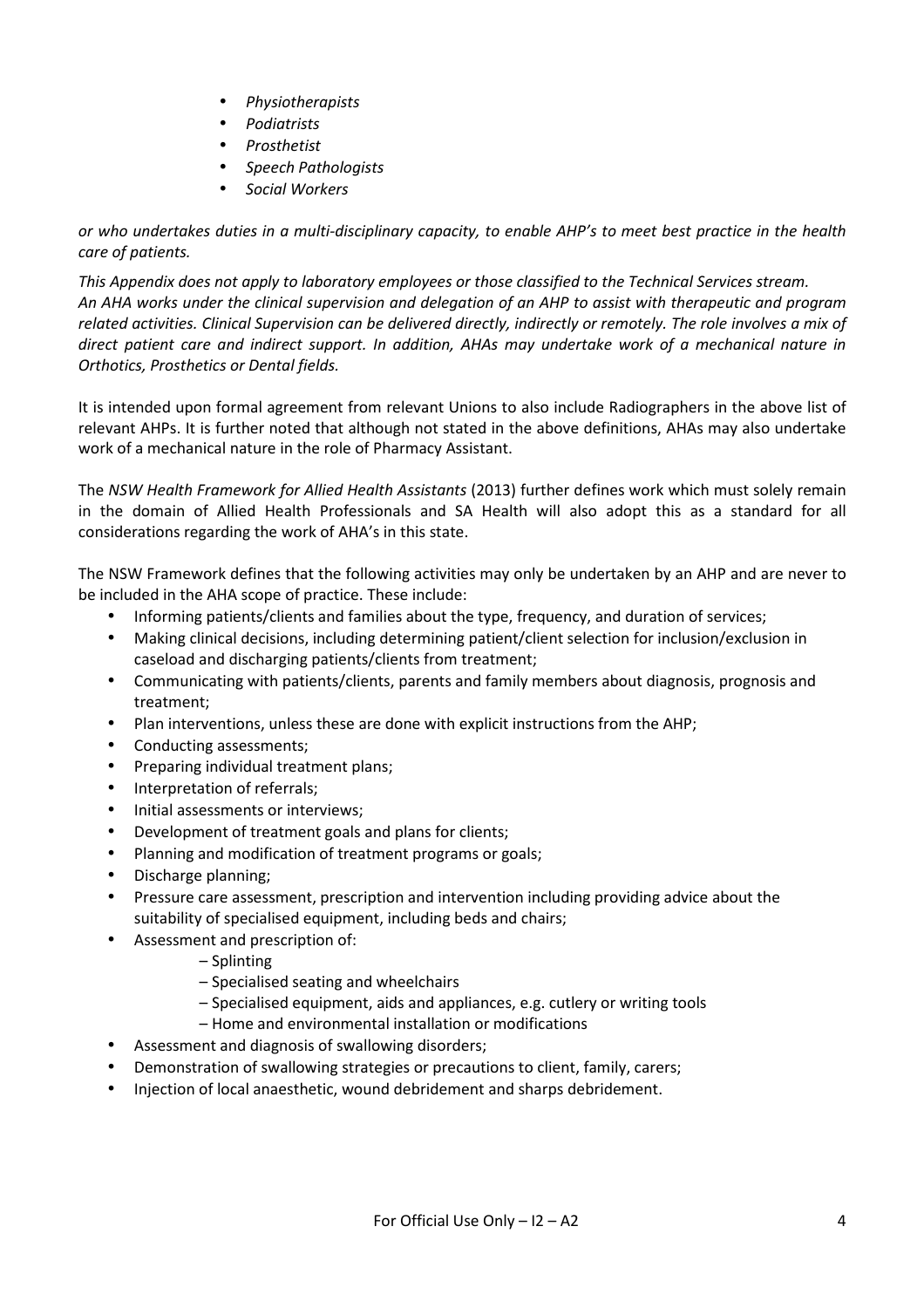- *Physiotherapists*
- *Podiatrists*
- *Prosthetist*
- *Speech Pathologists*
- *Social Workers*

*or who undertakes duties in a multi-disciplinary capacity, to enable AHP's to meet best practice in the health care of patients.*

*This Appendix does not apply to laboratory employees or those classified to the Technical Services stream.*
*An AHA works under the clinical supervision and delegation of an AHP to assist with therapeutic and program related activities. Clinical Supervision can be delivered directly, indirectly or remotely. The role involves a mix of direct patient care and indirect support. In addition, AHAs may undertake work of a mechanical nature in Orthotics, Prosthetics or Dental fields.*

It is intended upon formal agreement from relevant Unions to also include Radiographers in the above list of relevant AHPs. It is further noted that although not stated in the above definitions, AHAs may also undertake work of a mechanical nature in the role of Pharmacy Assistant.

The *NSW Health Framework for Allied Health Assistants* (2013) further defines work which must solely remain in the domain of Allied Health Professionals and SA Health will also adopt this as a standard for all considerations regarding the work of AHA's in this state.

The NSW Framework defines that the following activities may only be undertaken by an AHP and are never to be included in the AHA scope of practice. These include:

- Informing patients/clients and families about the type, frequency, and duration of services;
- Making clinical decisions, including determining patient/client selection for inclusion/exclusion in caseload and discharging patients/clients from treatment;
- Communicating with patients/clients, parents and family members about diagnosis, prognosis and treatment;
- Plan interventions, unless these are done with explicit instructions from the AHP;
- Conducting assessments;
- Preparing individual treatment plans;
- Interpretation of referrals;
- Initial assessments or interviews;
- Development of treatment goals and plans for clients;
- Planning and modification of treatment programs or goals;
- Discharge planning;
- Pressure care assessment, prescription and intervention including providing advice about the suitability of specialised equipment, including beds and chairs;
- Assessment and prescription of:
  - – Splinting
  - – Specialised seating and wheelchairs
  - – Specialised equipment, aids and appliances, e.g. cutlery or writing tools
  - – Home and environmental installation or modifications
- Assessment and diagnosis of swallowing disorders;
- Demonstration of swallowing strategies or precautions to client, family, carers;
- Injection of local anaesthetic, wound debridement and sharps debridement.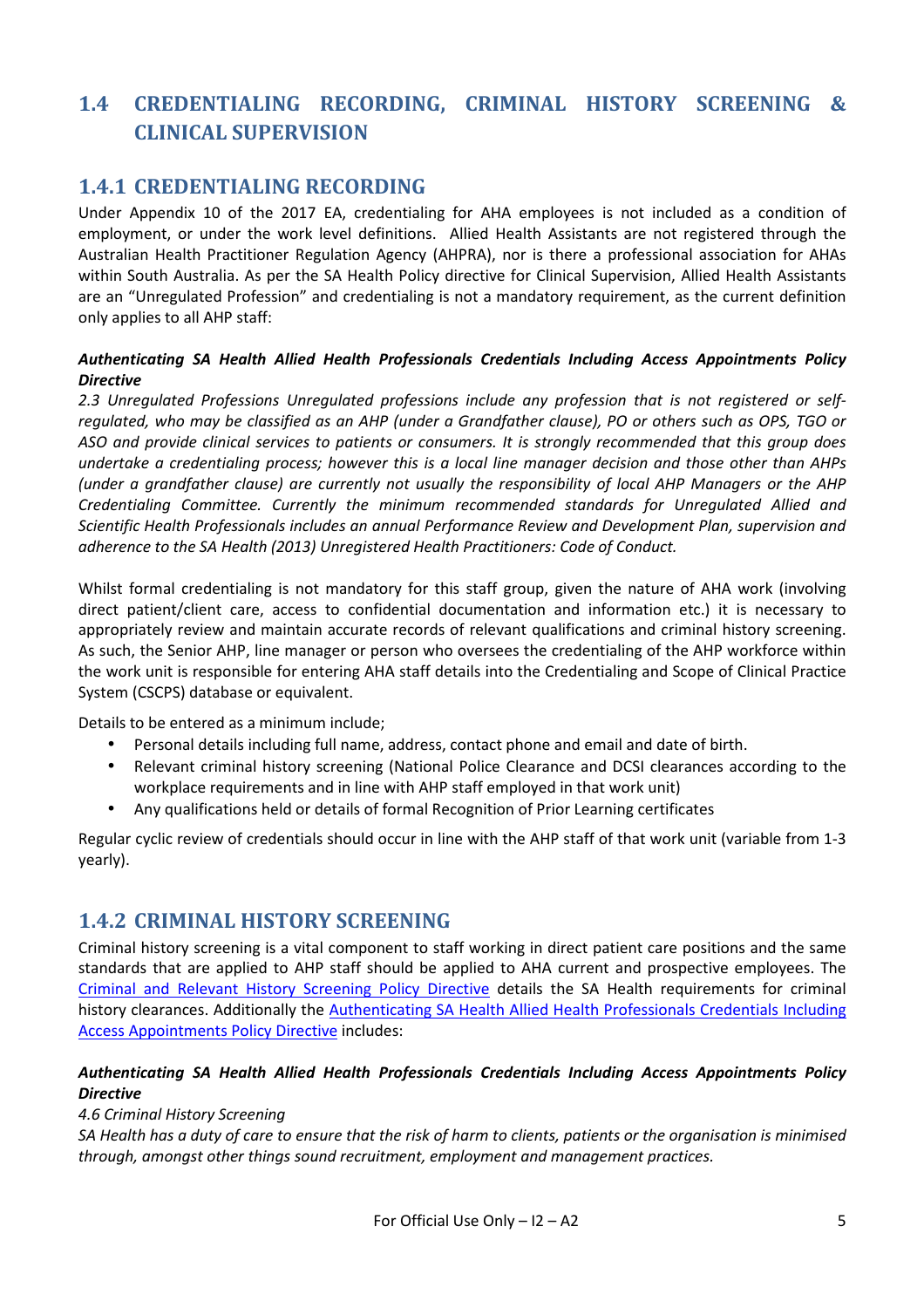## 1.4 CREDENTIALING RECORDING, CRIMINAL HISTORY SCREENING & CLINICAL SUPERVISION

### 1.4.1 CREDENTIALING RECORDING

Under Appendix 10 of the 2017 EA, credentialing for AHA employees is not included as a condition of employment, or under the work level definitions. Allied Health Assistants are not registered through the Australian Health Practitioner Regulation Agency (AHPRA), nor is there a professional association for AHAs within South Australia. As per the SA Health Policy directive for Clinical Supervision, Allied Health Assistants are an "Unregulated Profession" and credentialing is not a mandatory requirement, as the current definition only applies to all AHP staff:

***Authenticating SA Health Allied Health Professionals Credentials Including Access Appointments Policy Directive***

*2.3 Unregulated Professions Unregulated professions include any profession that is not registered or self-regulated, who may be classified as an AHP (under a Grandfather clause), PO or others such as OPS, TGO or ASO and provide clinical services to patients or consumers. It is strongly recommended that this group does undertake a credentialing process; however this is a local line manager decision and those other than AHPs (under a grandfather clause) are currently not usually the responsibility of local AHP Managers or the AHP Credentialing Committee. Currently the minimum recommended standards for Unregulated Allied and Scientific Health Professionals includes an annual Performance Review and Development Plan, supervision and adherence to the SA Health (2013) Unregistered Health Practitioners: Code of Conduct.*

Whilst formal credentialing is not mandatory for this staff group, given the nature of AHA work (involving direct patient/client care, access to confidential documentation and information etc.) it is necessary to appropriately review and maintain accurate records of relevant qualifications and criminal history screening. As such, the Senior AHP, line manager or person who oversees the credentialing of the AHP workforce within the work unit is responsible for entering AHA staff details into the Credentialing and Scope of Clinical Practice System (CSCPS) database or equivalent.

Details to be entered as a minimum include;

- Personal details including full name, address, contact phone and email and date of birth.
- Relevant criminal history screening (National Police Clearance and DCSI clearances according to the workplace requirements and in line with AHP staff employed in that work unit)
- Any qualifications held or details of formal Recognition of Prior Learning certificates

Regular cyclic review of credentials should occur in line with the AHP staff of that work unit (variable from 1-3 yearly).

### 1.4.2 CRIMINAL HISTORY SCREENING

Criminal history screening is a vital component to staff working in direct patient care positions and the same standards that are applied to AHP staff should be applied to AHA current and prospective employees. The Criminal and Relevant History Screening Policy Directive details the SA Health requirements for criminal history clearances. Additionally the Authenticating SA Health Allied Health Professionals Credentials Including Access Appointments Policy Directive includes:

***Authenticating SA Health Allied Health Professionals Credentials Including Access Appointments Policy Directive***

*4.6 Criminal History Screening*

*SA Health has a duty of care to ensure that the risk of harm to clients, patients or the organisation is minimised through, amongst other things sound recruitment, employment and management practices.*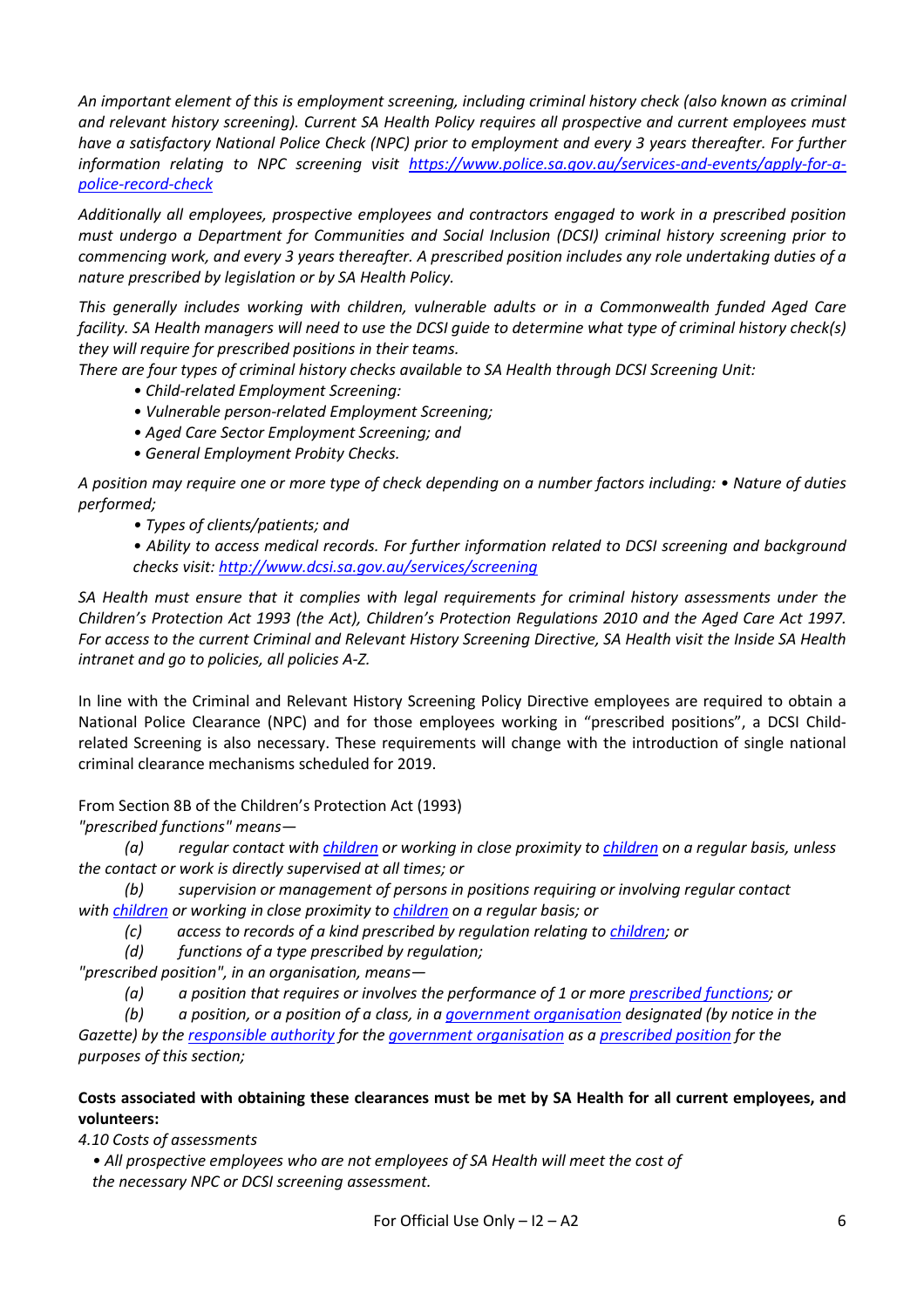*An important element of this is employment screening, including criminal history check (also known as criminal and relevant history screening). Current SA Health Policy requires all prospective and current employees must have a satisfactory National Police Check (NPC) prior to employment and every 3 years thereafter. For further information relating to NPC screening visit [https://www.police.sa.gov.au/services-and-events/apply-for-a-police-record-check](https://www.police.sa.gov.au/services-and-events/apply-for-a-police-record-check)*

*Additionally all employees, prospective employees and contractors engaged to work in a prescribed position must undergo a Department for Communities and Social Inclusion (DCSI) criminal history screening prior to commencing work, and every 3 years thereafter. A prescribed position includes any role undertaking duties of a nature prescribed by legislation or by SA Health Policy.*

*This generally includes working with children, vulnerable adults or in a Commonwealth funded Aged Care facility. SA Health managers will need to use the DCSI guide to determine what type of criminal history check(s) they will require for prescribed positions in their teams.*

*There are four types of criminal history checks available to SA Health through DCSI Screening Unit:*

- *Child-related Employment Screening:*
- *Vulnerable person-related Employment Screening;*
- *Aged Care Sector Employment Screening; and*
- *General Employment Probity Checks.*

*A position may require one or more type of check depending on a number factors including: • Nature of duties performed;*

- *Types of clients/patients; and*
- *Ability to access medical records. For further information related to DCSI screening and background checks visit: [http://www.dcsi.sa.gov.au/services/screening](http://www.dcsi.sa.gov.au/services/screening)*

*SA Health must ensure that it complies with legal requirements for criminal history assessments under the Children's Protection Act 1993 (the Act), Children's Protection Regulations 2010 and the Aged Care Act 1997. For access to the current Criminal and Relevant History Screening Directive, SA Health visit the Inside SA Health intranet and go to policies, all policies A-Z.*

In line with the Criminal and Relevant History Screening Policy Directive employees are required to obtain a National Police Clearance (NPC) and for those employees working in "prescribed positions", a DCSI Child-related Screening is also necessary. These requirements will change with the introduction of single national criminal clearance mechanisms scheduled for 2019.

From Section 8B of the Children's Protection Act (1993)

*"prescribed functions" means—*

*(a) regular contact with children or working in close proximity to children on a regular basis, unless the contact or work is directly supervised at all times; or*

*(b) supervision or management of persons in positions requiring or involving regular contact with children or working in close proximity to children on a regular basis; or*

*(c) access to records of a kind prescribed by regulation relating to children; or*

*(d) functions of a type prescribed by regulation;*

*"prescribed position", in an organisation, means—*

*(a) a position that requires or involves the performance of 1 or more prescribed functions; or*

*(b) a position, or a position of a class, in a government organisation designated (by notice in the Gazette) by the responsible authority for the government organisation as a prescribed position for the purposes of this section;*

**Costs associated with obtaining these clearances must be met by SA Health for all current employees, and volunteers:**

*4.10 Costs of assessments*

- *All prospective employees who are not employees of SA Health will meet the cost of the necessary NPC or DCSI screening assessment.*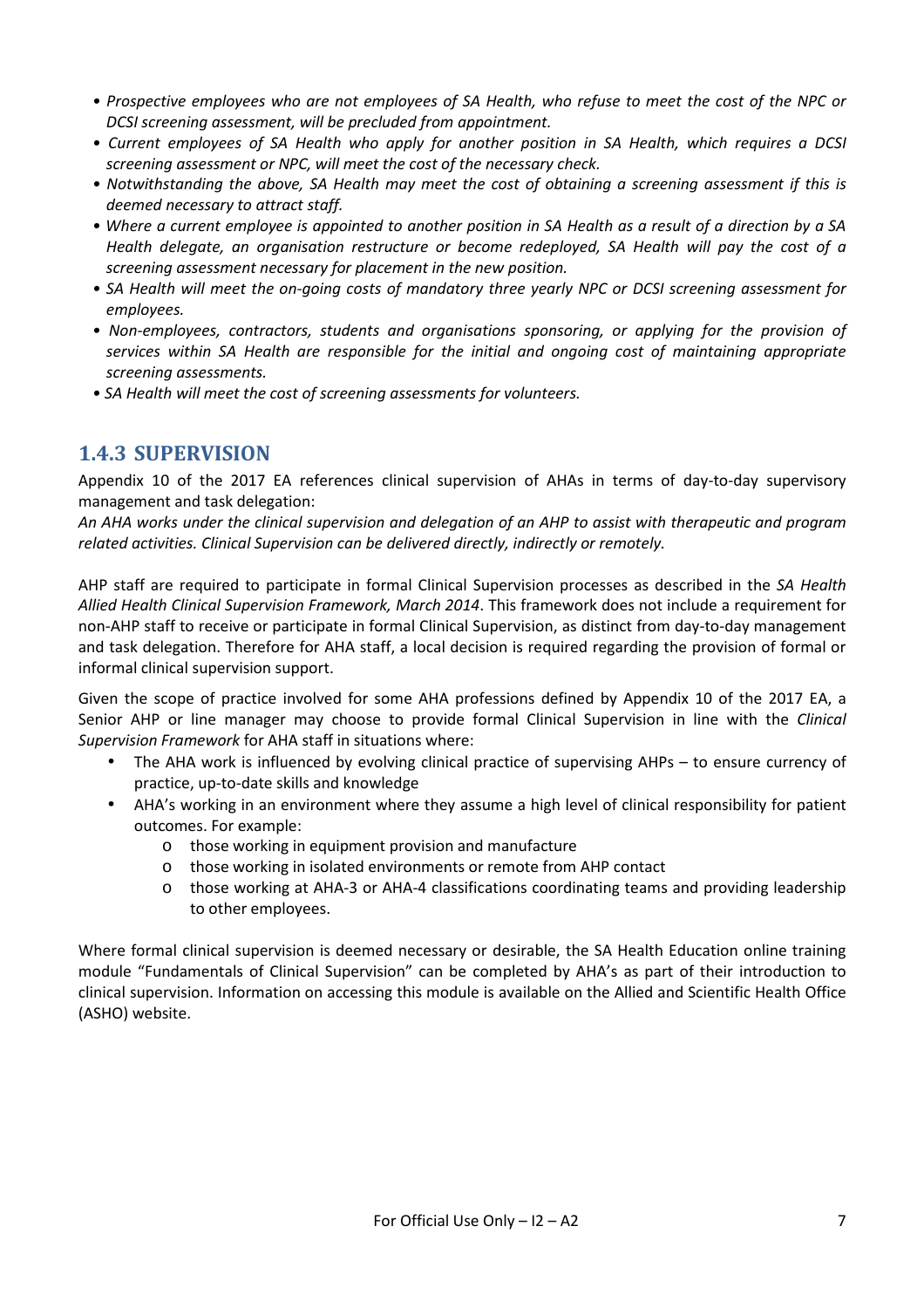- *Prospective employees who are not employees of SA Health, who refuse to meet the cost of the NPC or DCSI screening assessment, will be precluded from appointment.*
- *Current employees of SA Health who apply for another position in SA Health, which requires a DCSI screening assessment or NPC, will meet the cost of the necessary check.*
- *Notwithstanding the above, SA Health may meet the cost of obtaining a screening assessment if this is deemed necessary to attract staff.*
- *Where a current employee is appointed to another position in SA Health as a result of a direction by a SA Health delegate, an organisation restructure or become redeployed, SA Health will pay the cost of a screening assessment necessary for placement in the new position.*
- *SA Health will meet the on-going costs of mandatory three yearly NPC or DCSI screening assessment for employees.*
- *Non-employees, contractors, students and organisations sponsoring, or applying for the provision of services within SA Health are responsible for the initial and ongoing cost of maintaining appropriate screening assessments.*
- *SA Health will meet the cost of screening assessments for volunteers.*

### 1.4.3 SUPERVISION

Appendix 10 of the 2017 EA references clinical supervision of AHAs in terms of day-to-day supervisory management and task delegation:

*An AHA works under the clinical supervision and delegation of an AHP to assist with therapeutic and program related activities. Clinical Supervision can be delivered directly, indirectly or remotely.*

AHP staff are required to participate in formal Clinical Supervision processes as described in the *SA Health Allied Health Clinical Supervision Framework, March 2014*. This framework does not include a requirement for non-AHP staff to receive or participate in formal Clinical Supervision, as distinct from day-to-day management and task delegation. Therefore for AHA staff, a local decision is required regarding the provision of formal or informal clinical supervision support.

Given the scope of practice involved for some AHA professions defined by Appendix 10 of the 2017 EA, a Senior AHP or line manager may choose to provide formal Clinical Supervision in line with the *Clinical Supervision Framework* for AHA staff in situations where:

- The AHA work is influenced by evolving clinical practice of supervising AHPs – to ensure currency of practice, up-to-date skills and knowledge
- AHA's working in an environment where they assume a high level of clinical responsibility for patient outcomes. For example:
  - those working in equipment provision and manufacture
  - those working in isolated environments or remote from AHP contact
  - those working at AHA-3 or AHA-4 classifications coordinating teams and providing leadership to other employees.

Where formal clinical supervision is deemed necessary or desirable, the SA Health Education online training module "Fundamentals of Clinical Supervision" can be completed by AHA's as part of their introduction to clinical supervision. Information on accessing this module is available on the Allied and Scientific Health Office (ASHO) website.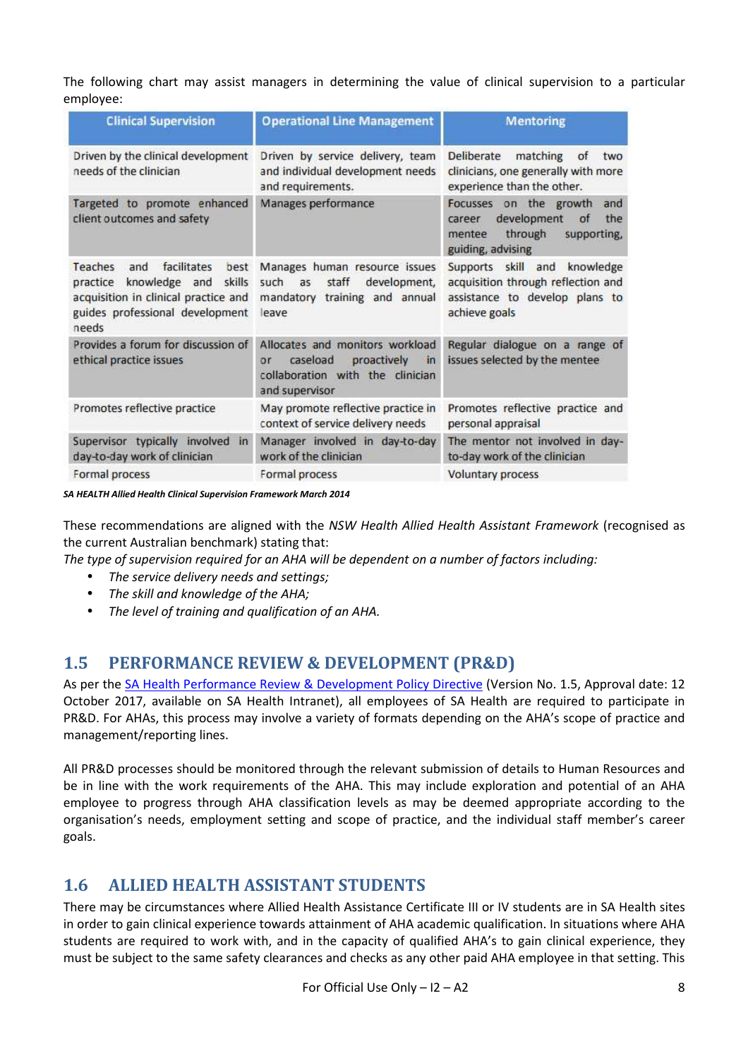The following chart may assist managers in determining the value of clinical supervision to a particular employee:

| Clinical Supervision | Operational Line Management | Mentoring |
|---|---|---|
| Driven by the clinical development needs of the clinician | Driven by service delivery, team and individual development needs and requirements. | Deliberate matching of two clinicians, one generally with more experience than the other. |
| Targeted to promote enhanced client outcomes and safety | Manages performance | Focusses on the growth and career development of the mentee through supporting, guiding, advising |
| Teaches and facilitates best practice knowledge and skills acquisition in clinical practice and guides professional development needs | Manages human resource issues such as staff development, mandatory training and annual leave | Supports skill and knowledge acquisition through reflection and assistance to develop plans to achieve goals |
| Provides a forum for discussion of ethical practice issues | Allocates and monitors workload or caseload proactively in collaboration with the clinician and supervisor | Regular dialogue on a range of issues selected by the mentee |
| Promotes reflective practice | May promote reflective practice in context of service delivery needs | Promotes reflective practice and personal appraisal |
| Supervisor typically involved in day-to-day work of clinician | Manager involved in day-to-day work of the clinician | The mentor not involved in day-to-day work of the clinician |
| Formal process | Formal process | Voluntary process |

***SA HEALTH Allied Health Clinical Supervision Framework March 2014***

These recommendations are aligned with the *NSW Health Allied Health Assistant Framework* (recognised as the current Australian benchmark) stating that:
*The type of supervision required for an AHA will be dependent on a number of factors including:*

- *The service delivery needs and settings;*
- *The skill and knowledge of the AHA;*
- *The level of training and qualification of an AHA.*

## 1.5 PERFORMANCE REVIEW & DEVELOPMENT (PR&D)

As per the SA Health Performance Review & Development Policy Directive (Version No. 1.5, Approval date: 12 October 2017, available on SA Health Intranet), all employees of SA Health are required to participate in PR&D. For AHAs, this process may involve a variety of formats depending on the AHA's scope of practice and management/reporting lines.

All PR&D processes should be monitored through the relevant submission of details to Human Resources and be in line with the work requirements of the AHA. This may include exploration and potential of an AHA employee to progress through AHA classification levels as may be deemed appropriate according to the organisation's needs, employment setting and scope of practice, and the individual staff member's career goals.

## 1.6 ALLIED HEALTH ASSISTANT STUDENTS

There may be circumstances where Allied Health Assistance Certificate III or IV students are in SA Health sites in order to gain clinical experience towards attainment of AHA academic qualification. In situations where AHA students are required to work with, and in the capacity of qualified AHA's to gain clinical experience, they must be subject to the same safety clearances and checks as any other paid AHA employee in that setting. This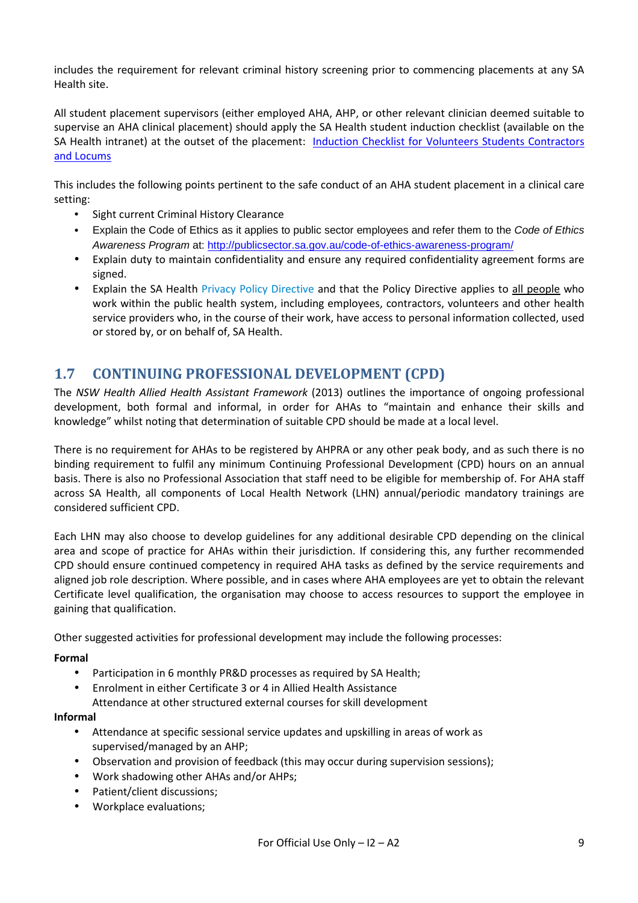includes the requirement for relevant criminal history screening prior to commencing placements at any SA Health site.

All student placement supervisors (either employed AHA, AHP, or other relevant clinician deemed suitable to supervise an AHA clinical placement) should apply the SA Health student induction checklist (available on the SA Health intranet) at the outset of the placement: [Induction Checklist for Volunteers Students Contractors and Locums]()

This includes the following points pertinent to the safe conduct of an AHA student placement in a clinical care setting:

- Sight current Criminal History Clearance
- Explain the Code of Ethics as it applies to public sector employees and refer them to the *Code of Ethics Awareness Program* at: http://publicsector.sa.gov.au/code-of-ethics-awareness-program/
- Explain duty to maintain confidentiality and ensure any required confidentiality agreement forms are signed.
- Explain the SA Health Privacy Policy Directive and that the Policy Directive applies to <u>all people</u> who work within the public health system, including employees, contractors, volunteers and other health service providers who, in the course of their work, have access to personal information collected, used or stored by, or on behalf of, SA Health.

## 1.7 CONTINUING PROFESSIONAL DEVELOPMENT (CPD)

The *NSW Health Allied Health Assistant Framework* (2013) outlines the importance of ongoing professional development, both formal and informal, in order for AHAs to "maintain and enhance their skills and knowledge" whilst noting that determination of suitable CPD should be made at a local level.

There is no requirement for AHAs to be registered by AHPRA or any other peak body, and as such there is no binding requirement to fulfil any minimum Continuing Professional Development (CPD) hours on an annual basis. There is also no Professional Association that staff need to be eligible for membership of. For AHA staff across SA Health, all components of Local Health Network (LHN) annual/periodic mandatory trainings are considered sufficient CPD.

Each LHN may also choose to develop guidelines for any additional desirable CPD depending on the clinical area and scope of practice for AHAs within their jurisdiction. If considering this, any further recommended CPD should ensure continued competency in required AHA tasks as defined by the service requirements and aligned job role description. Where possible, and in cases where AHA employees are yet to obtain the relevant Certificate level qualification, the organisation may choose to access resources to support the employee in gaining that qualification.

Other suggested activities for professional development may include the following processes:

**Formal**

- Participation in 6 monthly PR&D processes as required by SA Health;
- Enrolment in either Certificate 3 or 4 in Allied Health Assistance
  Attendance at other structured external courses for skill development

**Informal**

- Attendance at specific sessional service updates and upskilling in areas of work as supervised/managed by an AHP;
- Observation and provision of feedback (this may occur during supervision sessions);
- Work shadowing other AHAs and/or AHPs;
- Patient/client discussions;
- Workplace evaluations;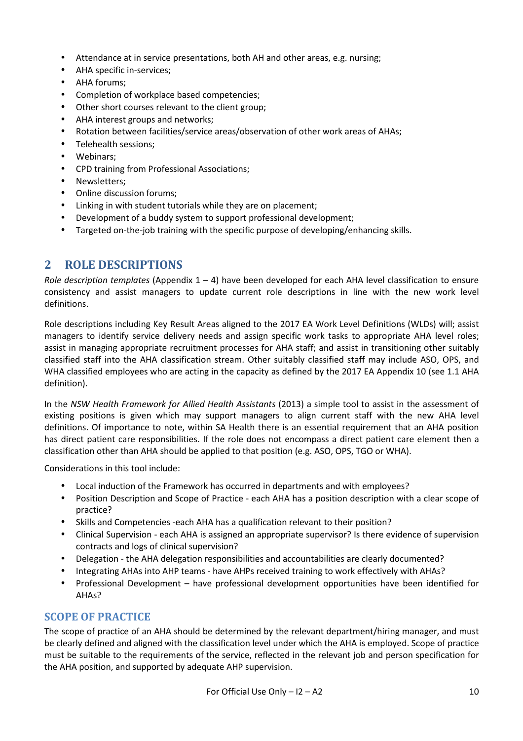- Attendance at in service presentations, both AH and other areas, e.g. nursing;
- AHA specific in-services;
- AHA forums;
- Completion of workplace based competencies;
- Other short courses relevant to the client group;
- AHA interest groups and networks;
- Rotation between facilities/service areas/observation of other work areas of AHAs;
- Telehealth sessions;
- Webinars;
- CPD training from Professional Associations;
- Newsletters;
- Online discussion forums;
- Linking in with student tutorials while they are on placement;
- Development of a buddy system to support professional development;
- Targeted on-the-job training with the specific purpose of developing/enhancing skills.

## 2 ROLE DESCRIPTIONS

*Role description templates* (Appendix 1 – 4) have been developed for each AHA level classification to ensure consistency and assist managers to update current role descriptions in line with the new work level definitions.

Role descriptions including Key Result Areas aligned to the 2017 EA Work Level Definitions (WLDs) will; assist managers to identify service delivery needs and assign specific work tasks to appropriate AHA level roles; assist in managing appropriate recruitment processes for AHA staff; and assist in transitioning other suitably classified staff into the AHA classification stream. Other suitably classified staff may include ASO, OPS, and WHA classified employees who are acting in the capacity as defined by the 2017 EA Appendix 10 (see 1.1 AHA definition).

In the *NSW Health Framework for Allied Health Assistants* (2013) a simple tool to assist in the assessment of existing positions is given which may support managers to align current staff with the new AHA level definitions. Of importance to note, within SA Health there is an essential requirement that an AHA position has direct patient care responsibilities. If the role does not encompass a direct patient care element then a classification other than AHA should be applied to that position (e.g. ASO, OPS, TGO or WHA).

Considerations in this tool include:

- Local induction of the Framework has occurred in departments and with employees?
- Position Description and Scope of Practice - each AHA has a position description with a clear scope of practice?
- Skills and Competencies -each AHA has a qualification relevant to their position?
- Clinical Supervision - each AHA is assigned an appropriate supervisor? Is there evidence of supervision contracts and logs of clinical supervision?
- Delegation - the AHA delegation responsibilities and accountabilities are clearly documented?
- Integrating AHAs into AHP teams - have AHPs received training to work effectively with AHAs?
- Professional Development – have professional development opportunities have been identified for AHAs?

### SCOPE OF PRACTICE

The scope of practice of an AHA should be determined by the relevant department/hiring manager, and must be clearly defined and aligned with the classification level under which the AHA is employed. Scope of practice must be suitable to the requirements of the service, reflected in the relevant job and person specification for the AHA position, and supported by adequate AHP supervision.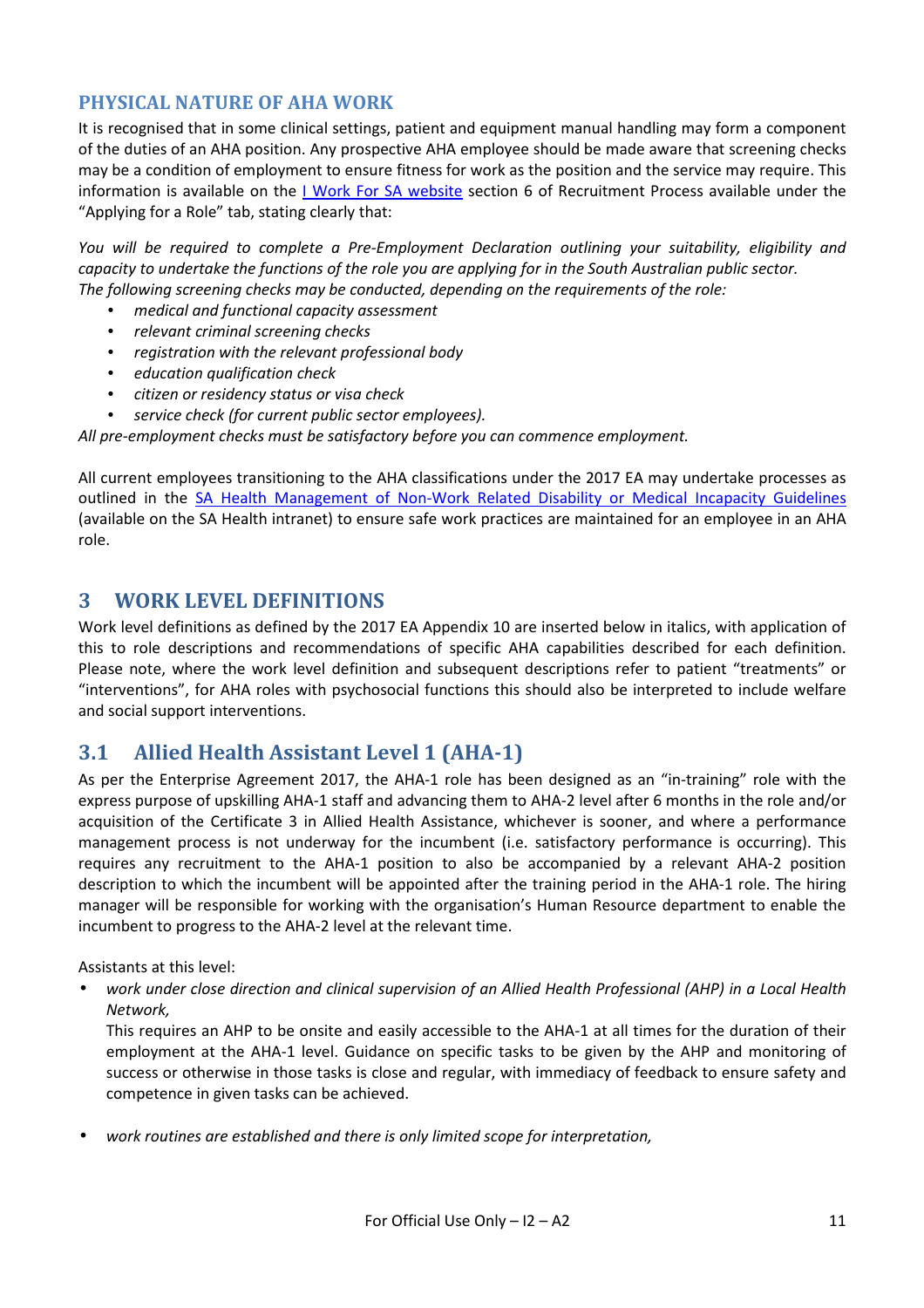## PHYSICAL NATURE OF AHA WORK

It is recognised that in some clinical settings, patient and equipment manual handling may form a component of the duties of an AHA position. Any prospective AHA employee should be made aware that screening checks may be a condition of employment to ensure fitness for work as the position and the service may require. This information is available on the [I Work For SA website](#) section 6 of Recruitment Process available under the "Applying for a Role" tab, stating clearly that:

*You will be required to complete a Pre-Employment Declaration outlining your suitability, eligibility and capacity to undertake the functions of the role you are applying for in the South Australian public sector.*
*The following screening checks may be conducted, depending on the requirements of the role:*

- *medical and functional capacity assessment*
- *relevant criminal screening checks*
- *registration with the relevant professional body*
- *education qualification check*
- *citizen or residency status or visa check*
- *service check (for current public sector employees).*

*All pre-employment checks must be satisfactory before you can commence employment.*

All current employees transitioning to the AHA classifications under the 2017 EA may undertake processes as outlined in the [SA Health Management of Non-Work Related Disability or Medical Incapacity Guidelines](#) (available on the SA Health intranet) to ensure safe work practices are maintained for an employee in an AHA role.

# 3 WORK LEVEL DEFINITIONS

Work level definitions as defined by the 2017 EA Appendix 10 are inserted below in italics, with application of this to role descriptions and recommendations of specific AHA capabilities described for each definition. Please note, where the work level definition and subsequent descriptions refer to patient "treatments" or "interventions", for AHA roles with psychosocial functions this should also be interpreted to include welfare and social support interventions.

## 3.1 Allied Health Assistant Level 1 (AHA-1)

As per the Enterprise Agreement 2017, the AHA-1 role has been designed as an "in-training" role with the express purpose of upskilling AHA-1 staff and advancing them to AHA-2 level after 6 months in the role and/or acquisition of the Certificate 3 in Allied Health Assistance, whichever is sooner, and where a performance management process is not underway for the incumbent (i.e. satisfactory performance is occurring). This requires any recruitment to the AHA-1 position to also be accompanied by a relevant AHA-2 position description to which the incumbent will be appointed after the training period in the AHA-1 role. The hiring manager will be responsible for working with the organisation's Human Resource department to enable the incumbent to progress to the AHA-2 level at the relevant time.

Assistants at this level:

- *work under close direction and clinical supervision of an Allied Health Professional (AHP) in a Local Health Network,*

  This requires an AHP to be onsite and easily accessible to the AHA-1 at all times for the duration of their employment at the AHA-1 level. Guidance on specific tasks to be given by the AHP and monitoring of success or otherwise in those tasks is close and regular, with immediacy of feedback to ensure safety and competence in given tasks can be achieved.

- *work routines are established and there is only limited scope for interpretation,*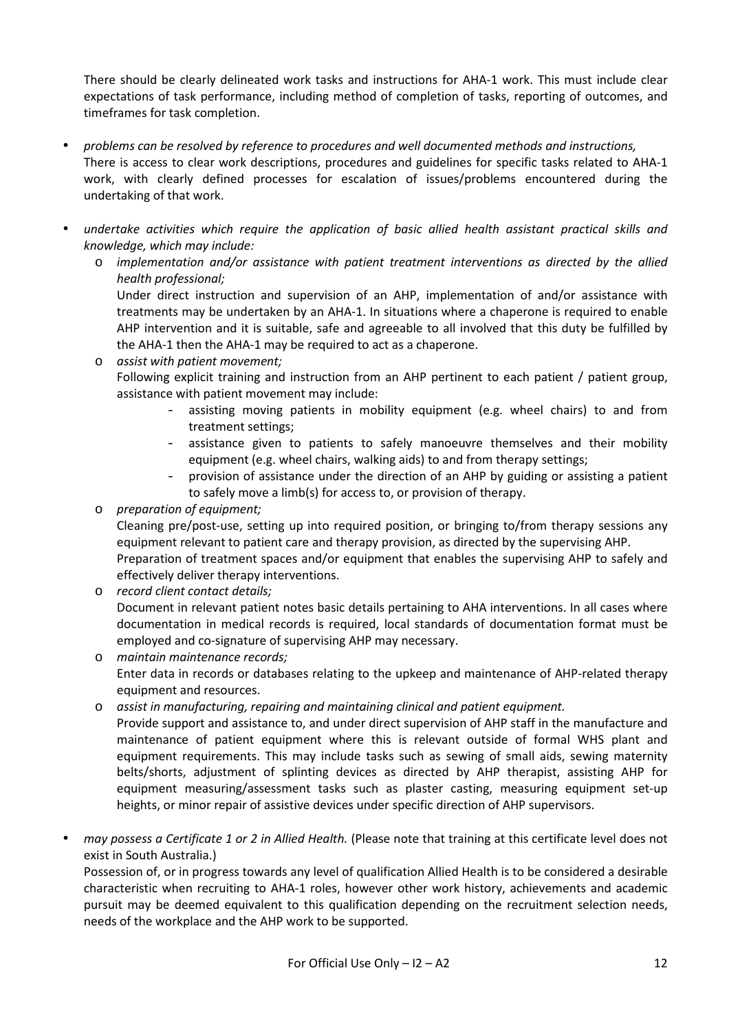There should be clearly delineated work tasks and instructions for AHA-1 work. This must include clear expectations of task performance, including method of completion of tasks, reporting of outcomes, and timeframes for task completion.

- *problems can be resolved by reference to procedures and well documented methods and instructions,*
  There is access to clear work descriptions, procedures and guidelines for specific tasks related to AHA-1 work, with clearly defined processes for escalation of issues/problems encountered during the undertaking of that work.

- *undertake activities which require the application of basic allied health assistant practical skills and knowledge, which may include:*
  - *implementation and/or assistance with patient treatment interventions as directed by the allied health professional;*
    Under direct instruction and supervision of an AHP, implementation of and/or assistance with treatments may be undertaken by an AHA-1. In situations where a chaperone is required to enable AHP intervention and it is suitable, safe and agreeable to all involved that this duty be fulfilled by the AHA-1 then the AHA-1 may be required to act as a chaperone.
  - *assist with patient movement;*
    Following explicit training and instruction from an AHP pertinent to each patient / patient group, assistance with patient movement may include:
    - assisting moving patients in mobility equipment (e.g. wheel chairs) to and from treatment settings;
    - assistance given to patients to safely manoeuvre themselves and their mobility equipment (e.g. wheel chairs, walking aids) to and from therapy settings;
    - provision of assistance under the direction of an AHP by guiding or assisting a patient to safely move a limb(s) for access to, or provision of therapy.
  - *preparation of equipment;*
    Cleaning pre/post-use, setting up into required position, or bringing to/from therapy sessions any equipment relevant to patient care and therapy provision, as directed by the supervising AHP.
    Preparation of treatment spaces and/or equipment that enables the supervising AHP to safely and effectively deliver therapy interventions.
  - *record client contact details;*
    Document in relevant patient notes basic details pertaining to AHA interventions. In all cases where documentation in medical records is required, local standards of documentation format must be employed and co-signature of supervising AHP may necessary.
  - *maintain maintenance records;*
    Enter data in records or databases relating to the upkeep and maintenance of AHP-related therapy equipment and resources.
  - *assist in manufacturing, repairing and maintaining clinical and patient equipment.*
    Provide support and assistance to, and under direct supervision of AHP staff in the manufacture and maintenance of patient equipment where this is relevant outside of formal WHS plant and equipment requirements. This may include tasks such as sewing of small aids, sewing maternity belts/shorts, adjustment of splinting devices as directed by AHP therapist, assisting AHP for equipment measuring/assessment tasks such as plaster casting, measuring equipment set-up heights, or minor repair of assistive devices under specific direction of AHP supervisors.

- *may possess a Certificate 1 or 2 in Allied Health.* (Please note that training at this certificate level does not exist in South Australia.)
  Possession of, or in progress towards any level of qualification Allied Health is to be considered a desirable characteristic when recruiting to AHA-1 roles, however other work history, achievements and academic pursuit may be deemed equivalent to this qualification depending on the recruitment selection needs, needs of the workplace and the AHP work to be supported.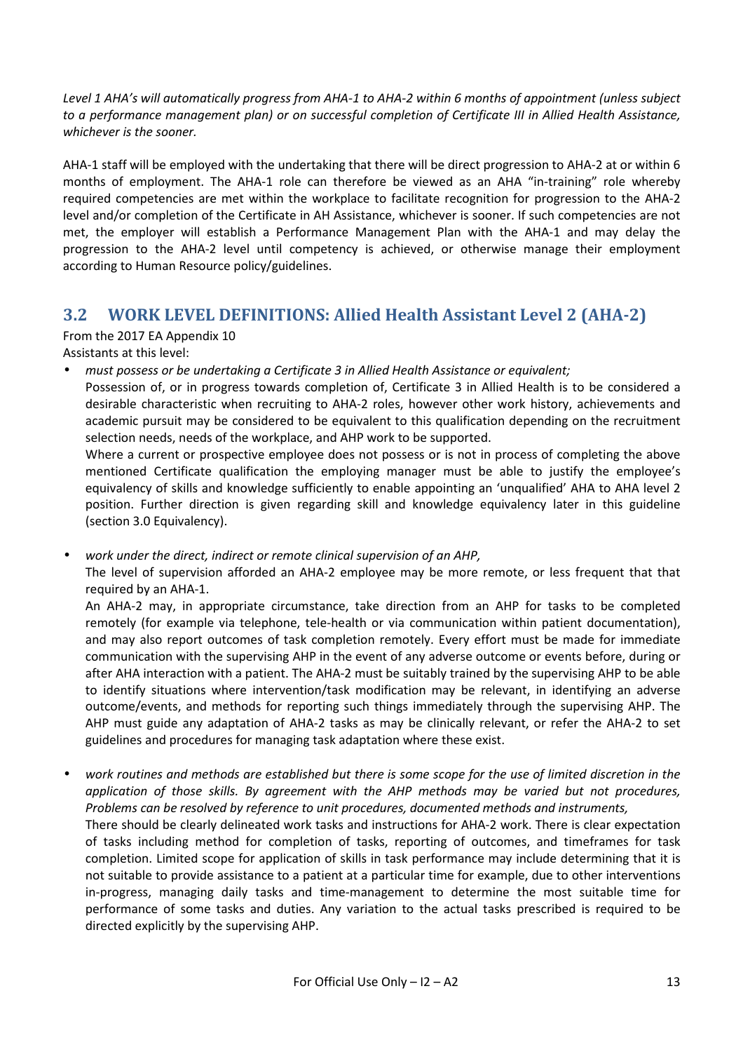*Level 1 AHA's will automatically progress from AHA-1 to AHA-2 within 6 months of appointment (unless subject to a performance management plan) or on successful completion of Certificate III in Allied Health Assistance, whichever is the sooner.*

AHA-1 staff will be employed with the undertaking that there will be direct progression to AHA-2 at or within 6 months of employment. The AHA-1 role can therefore be viewed as an AHA "in-training" role whereby required competencies are met within the workplace to facilitate recognition for progression to the AHA-2 level and/or completion of the Certificate in AH Assistance, whichever is sooner. If such competencies are not met, the employer will establish a Performance Management Plan with the AHA-1 and may delay the progression to the AHA-2 level until competency is achieved, or otherwise manage their employment according to Human Resource policy/guidelines.

## 3.2 WORK LEVEL DEFINITIONS: Allied Health Assistant Level 2 (AHA-2)

From the 2017 EA Appendix 10
Assistants at this level:

- *must possess or be undertaking a Certificate 3 in Allied Health Assistance or equivalent;*
  Possession of, or in progress towards completion of, Certificate 3 in Allied Health is to be considered a desirable characteristic when recruiting to AHA-2 roles, however other work history, achievements and academic pursuit may be considered to be equivalent to this qualification depending on the recruitment selection needs, needs of the workplace, and AHP work to be supported.
  Where a current or prospective employee does not possess or is not in process of completing the above mentioned Certificate qualification the employing manager must be able to justify the employee's equivalency of skills and knowledge sufficiently to enable appointing an 'unqualified' AHA to AHA level 2 position. Further direction is given regarding skill and knowledge equivalency later in this guideline (section 3.0 Equivalency).

- *work under the direct, indirect or remote clinical supervision of an AHP,*
  The level of supervision afforded an AHA-2 employee may be more remote, or less frequent that that required by an AHA-1.
  An AHA-2 may, in appropriate circumstance, take direction from an AHP for tasks to be completed remotely (for example via telephone, tele-health or via communication within patient documentation), and may also report outcomes of task completion remotely. Every effort must be made for immediate communication with the supervising AHP in the event of any adverse outcome or events before, during or after AHA interaction with a patient. The AHA-2 must be suitably trained by the supervising AHP to be able to identify situations where intervention/task modification may be relevant, in identifying an adverse outcome/events, and methods for reporting such things immediately through the supervising AHP. The AHP must guide any adaptation of AHA-2 tasks as may be clinically relevant, or refer the AHA-2 to set guidelines and procedures for managing task adaptation where these exist.

- *work routines and methods are established but there is some scope for the use of limited discretion in the application of those skills. By agreement with the AHP methods may be varied but not procedures, Problems can be resolved by reference to unit procedures, documented methods and instruments,*
  There should be clearly delineated work tasks and instructions for AHA-2 work. There is clear expectation of tasks including method for completion of tasks, reporting of outcomes, and timeframes for task completion. Limited scope for application of skills in task performance may include determining that it is not suitable to provide assistance to a patient at a particular time for example, due to other interventions in-progress, managing daily tasks and time-management to determine the most suitable time for performance of some tasks and duties. Any variation to the actual tasks prescribed is required to be directed explicitly by the supervising AHP.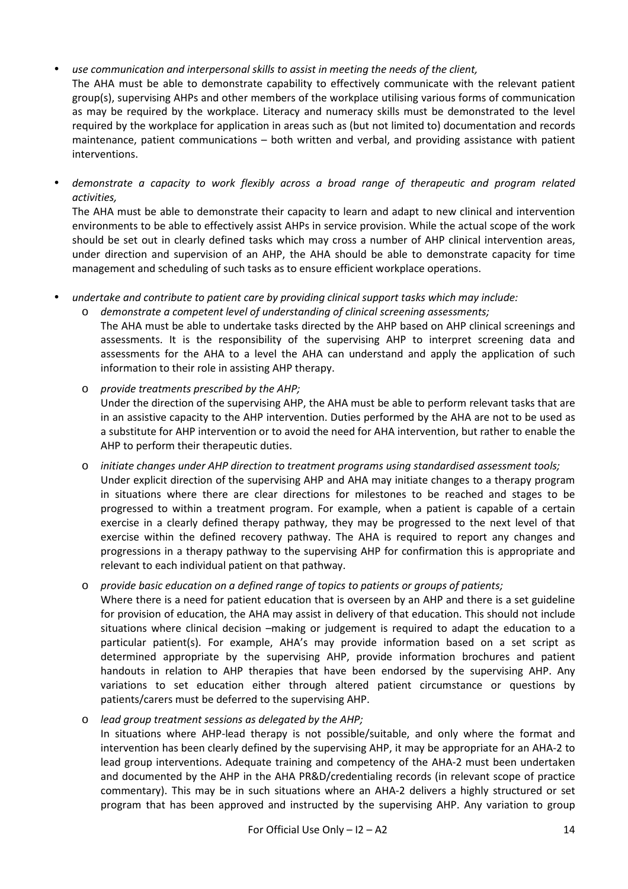- *use communication and interpersonal skills to assist in meeting the needs of the client,*
  The AHA must be able to demonstrate capability to effectively communicate with the relevant patient group(s), supervising AHPs and other members of the workplace utilising various forms of communication as may be required by the workplace. Literacy and numeracy skills must be demonstrated to the level required by the workplace for application in areas such as (but not limited to) documentation and records maintenance, patient communications – both written and verbal, and providing assistance with patient interventions.

- *demonstrate a capacity to work flexibly across a broad range of therapeutic and program related activities,*
  The AHA must be able to demonstrate their capacity to learn and adapt to new clinical and intervention environments to be able to effectively assist AHPs in service provision. While the actual scope of the work should be set out in clearly defined tasks which may cross a number of AHP clinical intervention areas, under direction and supervision of an AHP, the AHA should be able to demonstrate capacity for time management and scheduling of such tasks as to ensure efficient workplace operations.

- *undertake and contribute to patient care by providing clinical support tasks which may include:*
  - *demonstrate a competent level of understanding of clinical screening assessments;*
    The AHA must be able to undertake tasks directed by the AHP based on AHP clinical screenings and assessments. It is the responsibility of the supervising AHP to interpret screening data and assessments for the AHA to a level the AHA can understand and apply the application of such information to their role in assisting AHP therapy.
  - *provide treatments prescribed by the AHP;*
    Under the direction of the supervising AHP, the AHA must be able to perform relevant tasks that are in an assistive capacity to the AHP intervention. Duties performed by the AHA are not to be used as a substitute for AHP intervention or to avoid the need for AHA intervention, but rather to enable the AHP to perform their therapeutic duties.
  - *initiate changes under AHP direction to treatment programs using standardised assessment tools;*
    Under explicit direction of the supervising AHP and AHA may initiate changes to a therapy program in situations where there are clear directions for milestones to be reached and stages to be progressed to within a treatment program. For example, when a patient is capable of a certain exercise in a clearly defined therapy pathway, they may be progressed to the next level of that exercise within the defined recovery pathway. The AHA is required to report any changes and progressions in a therapy pathway to the supervising AHP for confirmation this is appropriate and relevant to each individual patient on that pathway.
  - *provide basic education on a defined range of topics to patients or groups of patients;*
    Where there is a need for patient education that is overseen by an AHP and there is a set guideline for provision of education, the AHA may assist in delivery of that education. This should not include situations where clinical decision –making or judgement is required to adapt the education to a particular patient(s). For example, AHA's may provide information based on a set script as determined appropriate by the supervising AHP, provide information brochures and patient handouts in relation to AHP therapies that have been endorsed by the supervising AHP. Any variations to set education either through altered patient circumstance or questions by patients/carers must be deferred to the supervising AHP.
  - *lead group treatment sessions as delegated by the AHP;*
    In situations where AHP-lead therapy is not possible/suitable, and only where the format and intervention has been clearly defined by the supervising AHP, it may be appropriate for an AHA-2 to lead group interventions. Adequate training and competency of the AHA-2 must been undertaken and documented by the AHP in the AHA PR&D/credentialing records (in relevant scope of practice commentary). This may be in such situations where an AHA-2 delivers a highly structured or set program that has been approved and instructed by the supervising AHP. Any variation to group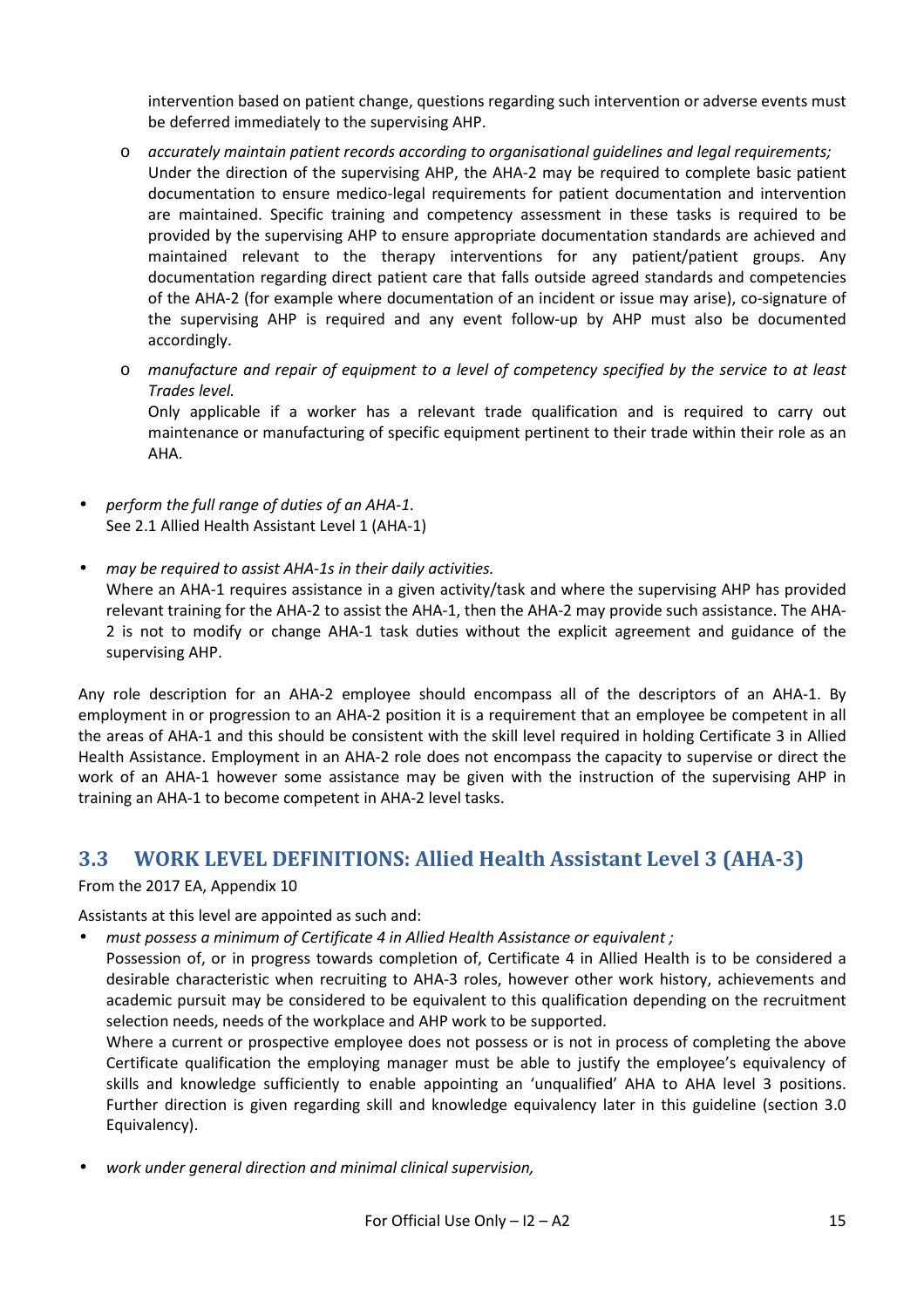intervention based on patient change, questions regarding such intervention or adverse events must be deferred immediately to the supervising AHP.

- *accurately maintain patient records according to organisational guidelines and legal requirements;*
  Under the direction of the supervising AHP, the AHA-2 may be required to complete basic patient documentation to ensure medico-legal requirements for patient documentation and intervention are maintained. Specific training and competency assessment in these tasks is required to be provided by the supervising AHP to ensure appropriate documentation standards are achieved and maintained relevant to the therapy interventions for any patient/patient groups. Any documentation regarding direct patient care that falls outside agreed standards and competencies of the AHA-2 (for example where documentation of an incident or issue may arise), co-signature of the supervising AHP is required and any event follow-up by AHP must also be documented accordingly.

- *manufacture and repair of equipment to a level of competency specified by the service to at least Trades level.*
  Only applicable if a worker has a relevant trade qualification and is required to carry out maintenance or manufacturing of specific equipment pertinent to their trade within their role as an AHA.

- *perform the full range of duties of an AHA-1.*
  See 2.1 Allied Health Assistant Level 1 (AHA-1)

- *may be required to assist AHA-1s in their daily activities.*
  Where an AHA-1 requires assistance in a given activity/task and where the supervising AHP has provided relevant training for the AHA-2 to assist the AHA-1, then the AHA-2 may provide such assistance. The AHA-2 is not to modify or change AHA-1 task duties without the explicit agreement and guidance of the supervising AHP.

Any role description for an AHA-2 employee should encompass all of the descriptors of an AHA-1. By employment in or progression to an AHA-2 position it is a requirement that an employee be competent in all the areas of AHA-1 and this should be consistent with the skill level required in holding Certificate 3 in Allied Health Assistance. Employment in an AHA-2 role does not encompass the capacity to supervise or direct the work of an AHA-1 however some assistance may be given with the instruction of the supervising AHP in training an AHA-1 to become competent in AHA-2 level tasks.

## 3.3 WORK LEVEL DEFINITIONS: Allied Health Assistant Level 3 (AHA-3)

From the 2017 EA, Appendix 10

Assistants at this level are appointed as such and:

- *must possess a minimum of Certificate 4 in Allied Health Assistance or equivalent ;*
  Possession of, or in progress towards completion of, Certificate 4 in Allied Health is to be considered a desirable characteristic when recruiting to AHA-3 roles, however other work history, achievements and academic pursuit may be considered to be equivalent to this qualification depending on the recruitment selection needs, needs of the workplace and AHP work to be supported.
  Where a current or prospective employee does not possess or is not in process of completing the above Certificate qualification the employing manager must be able to justify the employee's equivalency of skills and knowledge sufficiently to enable appointing an 'unqualified' AHA to AHA level 3 positions. Further direction is given regarding skill and knowledge equivalency later in this guideline (section 3.0 Equivalency).

- *work under general direction and minimal clinical supervision,*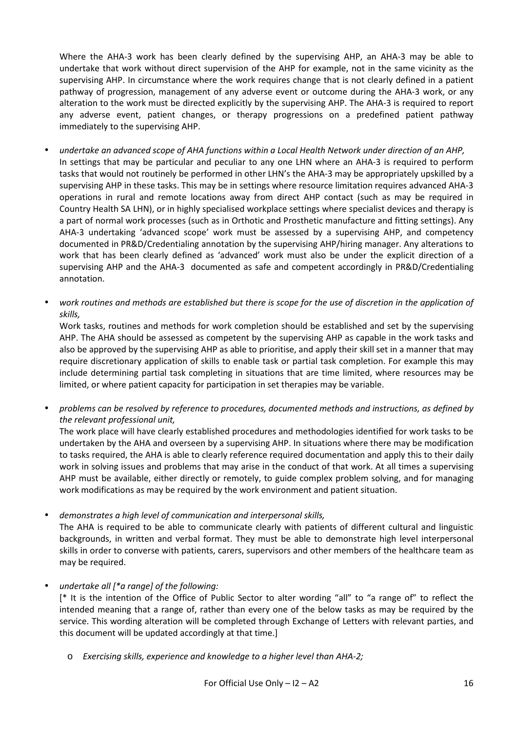Where the AHA-3 work has been clearly defined by the supervising AHP, an AHA-3 may be able to undertake that work without direct supervision of the AHP for example, not in the same vicinity as the supervising AHP. In circumstance where the work requires change that is not clearly defined in a patient pathway of progression, management of any adverse event or outcome during the AHA-3 work, or any alteration to the work must be directed explicitly by the supervising AHP. The AHA-3 is required to report any adverse event, patient changes, or therapy progressions on a predefined patient pathway immediately to the supervising AHP.

- *undertake an advanced scope of AHA functions within a Local Health Network under direction of an AHP,*
  In settings that may be particular and peculiar to any one LHN where an AHA-3 is required to perform tasks that would not routinely be performed in other LHN's the AHA-3 may be appropriately upskilled by a supervising AHP in these tasks. This may be in settings where resource limitation requires advanced AHA-3 operations in rural and remote locations away from direct AHP contact (such as may be required in Country Health SA LHN), or in highly specialised workplace settings where specialist devices and therapy is a part of normal work processes (such as in Orthotic and Prosthetic manufacture and fitting settings). Any AHA-3 undertaking 'advanced scope' work must be assessed by a supervising AHP, and competency documented in PR&D/Credentialing annotation by the supervising AHP/hiring manager. Any alterations to work that has been clearly defined as 'advanced' work must also be under the explicit direction of a supervising AHP and the AHA-3 documented as safe and competent accordingly in PR&D/Credentialing annotation.

- *work routines and methods are established but there is scope for the use of discretion in the application of skills,*
  Work tasks, routines and methods for work completion should be established and set by the supervising AHP. The AHA should be assessed as competent by the supervising AHP as capable in the work tasks and also be approved by the supervising AHP as able to prioritise, and apply their skill set in a manner that may require discretionary application of skills to enable task or partial task completion. For example this may include determining partial task completing in situations that are time limited, where resources may be limited, or where patient capacity for participation in set therapies may be variable.

- *problems can be resolved by reference to procedures, documented methods and instructions, as defined by the relevant professional unit,*
  The work place will have clearly established procedures and methodologies identified for work tasks to be undertaken by the AHA and overseen by a supervising AHP. In situations where there may be modification to tasks required, the AHA is able to clearly reference required documentation and apply this to their daily work in solving issues and problems that may arise in the conduct of that work. At all times a supervising AHP must be available, either directly or remotely, to guide complex problem solving, and for managing work modifications as may be required by the work environment and patient situation.

- *demonstrates a high level of communication and interpersonal skills,*
  The AHA is required to be able to communicate clearly with patients of different cultural and linguistic backgrounds, in written and verbal format. They must be able to demonstrate high level interpersonal skills in order to converse with patients, carers, supervisors and other members of the healthcare team as may be required.

- *undertake all [\*a range] of the following:*
  [\* It is the intention of the Office of Public Sector to alter wording "all" to "a range of" to reflect the intended meaning that a range of, rather than every one of the below tasks as may be required by the service. This wording alteration will be completed through Exchange of Letters with relevant parties, and this document will be updated accordingly at that time.]

  - *Exercising skills, experience and knowledge to a higher level than AHA-2;*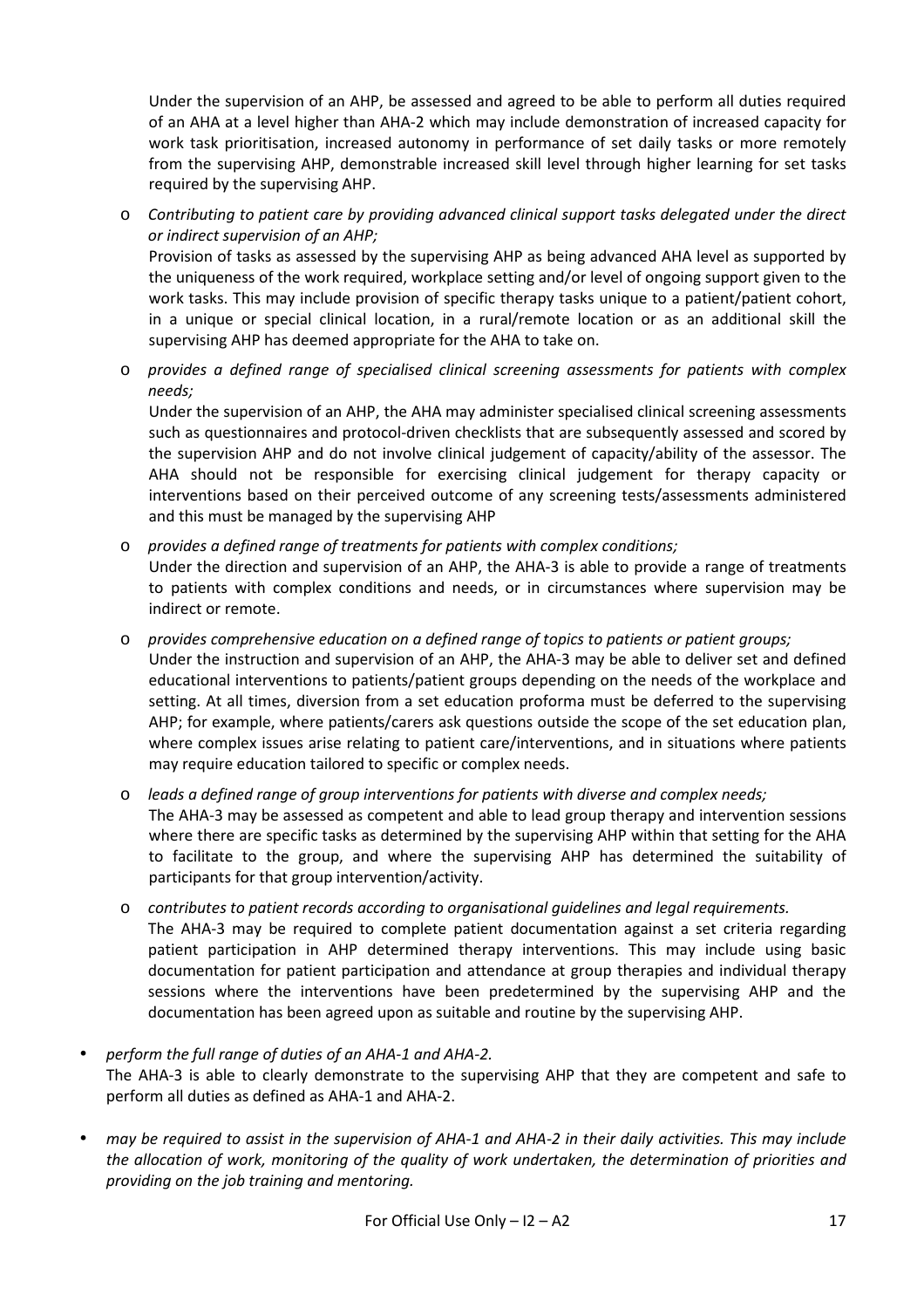Under the supervision of an AHP, be assessed and agreed to be able to perform all duties required of an AHA at a level higher than AHA-2 which may include demonstration of increased capacity for work task prioritisation, increased autonomy in performance of set daily tasks or more remotely from the supervising AHP, demonstrable increased skill level through higher learning for set tasks required by the supervising AHP.

- *Contributing to patient care by providing advanced clinical support tasks delegated under the direct or indirect supervision of an AHP;*
  Provision of tasks as assessed by the supervising AHP as being advanced AHA level as supported by the uniqueness of the work required, workplace setting and/or level of ongoing support given to the work tasks. This may include provision of specific therapy tasks unique to a patient/patient cohort, in a unique or special clinical location, in a rural/remote location or as an additional skill the supervising AHP has deemed appropriate for the AHA to take on.

- *provides a defined range of specialised clinical screening assessments for patients with complex needs;*
  Under the supervision of an AHP, the AHA may administer specialised clinical screening assessments such as questionnaires and protocol-driven checklists that are subsequently assessed and scored by the supervision AHP and do not involve clinical judgement of capacity/ability of the assessor. The AHA should not be responsible for exercising clinical judgement for therapy capacity or interventions based on their perceived outcome of any screening tests/assessments administered and this must be managed by the supervising AHP

- *provides a defined range of treatments for patients with complex conditions;*
  Under the direction and supervision of an AHP, the AHA-3 is able to provide a range of treatments to patients with complex conditions and needs, or in circumstances where supervision may be indirect or remote.

- *provides comprehensive education on a defined range of topics to patients or patient groups;*
  Under the instruction and supervision of an AHP, the AHA-3 may be able to deliver set and defined educational interventions to patients/patient groups depending on the needs of the workplace and setting. At all times, diversion from a set education proforma must be deferred to the supervising AHP; for example, where patients/carers ask questions outside the scope of the set education plan, where complex issues arise relating to patient care/interventions, and in situations where patients may require education tailored to specific or complex needs.

- *leads a defined range of group interventions for patients with diverse and complex needs;*
  The AHA-3 may be assessed as competent and able to lead group therapy and intervention sessions where there are specific tasks as determined by the supervising AHP within that setting for the AHA to facilitate to the group, and where the supervising AHP has determined the suitability of participants for that group intervention/activity.

- *contributes to patient records according to organisational guidelines and legal requirements.*
  The AHA-3 may be required to complete patient documentation against a set criteria regarding patient participation in AHP determined therapy interventions. This may include using basic documentation for patient participation and attendance at group therapies and individual therapy sessions where the interventions have been predetermined by the supervising AHP and the documentation has been agreed upon as suitable and routine by the supervising AHP.

- *perform the full range of duties of an AHA-1 and AHA-2.*
  The AHA-3 is able to clearly demonstrate to the supervising AHP that they are competent and safe to perform all duties as defined as AHA-1 and AHA-2.

- *may be required to assist in the supervision of AHA-1 and AHA-2 in their daily activities. This may include the allocation of work, monitoring of the quality of work undertaken, the determination of priorities and providing on the job training and mentoring.*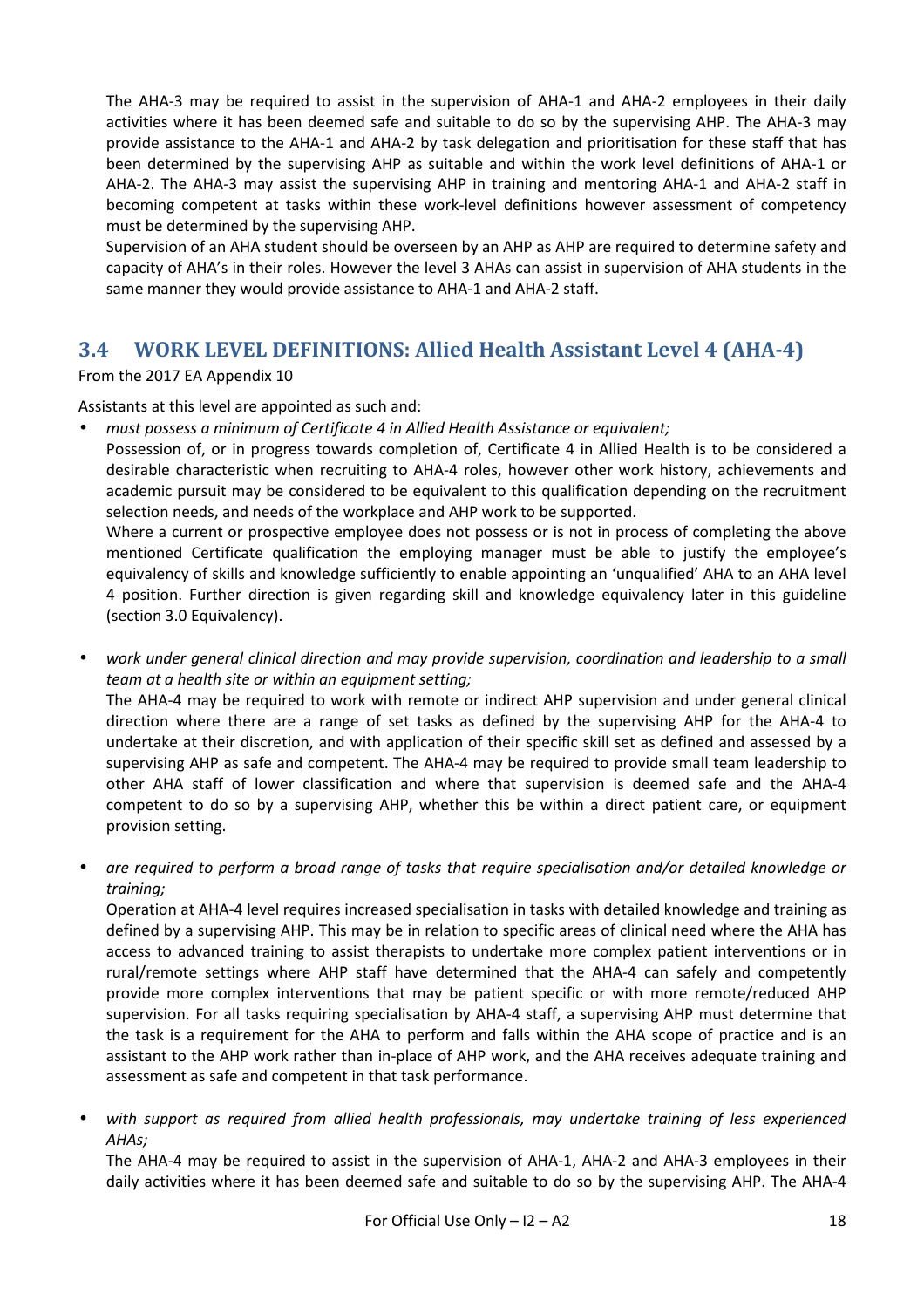The AHA-3 may be required to assist in the supervision of AHA-1 and AHA-2 employees in their daily activities where it has been deemed safe and suitable to do so by the supervising AHP. The AHA-3 may provide assistance to the AHA-1 and AHA-2 by task delegation and prioritisation for these staff that has been determined by the supervising AHP as suitable and within the work level definitions of AHA-1 or AHA-2. The AHA-3 may assist the supervising AHP in training and mentoring AHA-1 and AHA-2 staff in becoming competent at tasks within these work-level definitions however assessment of competency must be determined by the supervising AHP.

Supervision of an AHA student should be overseen by an AHP as AHP are required to determine safety and capacity of AHA's in their roles. However the level 3 AHAs can assist in supervision of AHA students in the same manner they would provide assistance to AHA-1 and AHA-2 staff.

## 3.4 WORK LEVEL DEFINITIONS: Allied Health Assistant Level 4 (AHA-4)

From the 2017 EA Appendix 10

Assistants at this level are appointed as such and:

- *must possess a minimum of Certificate 4 in Allied Health Assistance or equivalent;*

  Possession of, or in progress towards completion of, Certificate 4 in Allied Health is to be considered a desirable characteristic when recruiting to AHA-4 roles, however other work history, achievements and academic pursuit may be considered to be equivalent to this qualification depending on the recruitment selection needs, and needs of the workplace and AHP work to be supported.

  Where a current or prospective employee does not possess or is not in process of completing the above mentioned Certificate qualification the employing manager must be able to justify the employee's equivalency of skills and knowledge sufficiently to enable appointing an 'unqualified' AHA to an AHA level 4 position. Further direction is given regarding skill and knowledge equivalency later in this guideline (section 3.0 Equivalency).

- *work under general clinical direction and may provide supervision, coordination and leadership to a small team at a health site or within an equipment setting;*

  The AHA-4 may be required to work with remote or indirect AHP supervision and under general clinical direction where there are a range of set tasks as defined by the supervising AHP for the AHA-4 to undertake at their discretion, and with application of their specific skill set as defined and assessed by a supervising AHP as safe and competent. The AHA-4 may be required to provide small team leadership to other AHA staff of lower classification and where that supervision is deemed safe and the AHA-4 competent to do so by a supervising AHP, whether this be within a direct patient care, or equipment provision setting.

- *are required to perform a broad range of tasks that require specialisation and/or detailed knowledge or training;*

  Operation at AHA-4 level requires increased specialisation in tasks with detailed knowledge and training as defined by a supervising AHP. This may be in relation to specific areas of clinical need where the AHA has access to advanced training to assist therapists to undertake more complex patient interventions or in rural/remote settings where AHP staff have determined that the AHA-4 can safely and competently provide more complex interventions that may be patient specific or with more remote/reduced AHP supervision. For all tasks requiring specialisation by AHA-4 staff, a supervising AHP must determine that the task is a requirement for the AHA to perform and falls within the AHA scope of practice and is an assistant to the AHP work rather than in-place of AHP work, and the AHA receives adequate training and assessment as safe and competent in that task performance.

- *with support as required from allied health professionals, may undertake training of less experienced AHAs;*

  The AHA-4 may be required to assist in the supervision of AHA-1, AHA-2 and AHA-3 employees in their daily activities where it has been deemed safe and suitable to do so by the supervising AHP. The AHA-4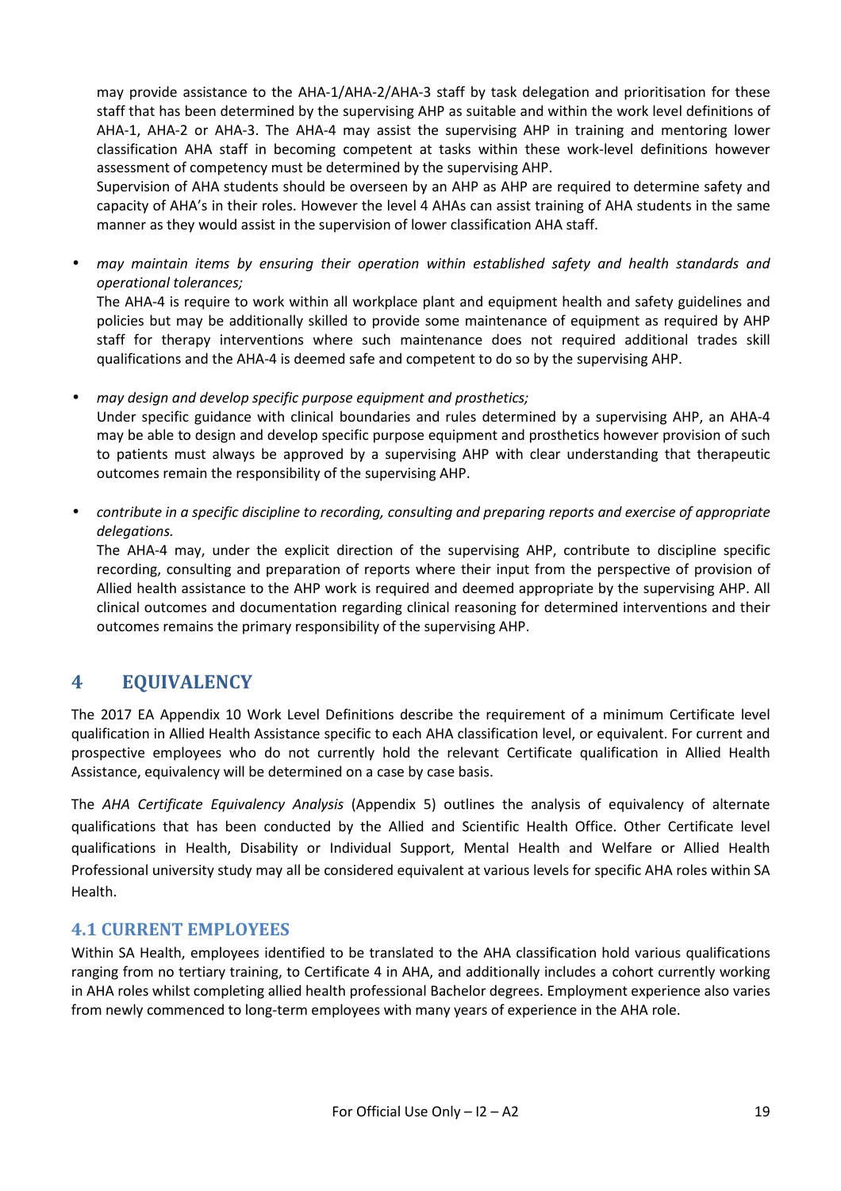may provide assistance to the AHA-1/AHA-2/AHA-3 staff by task delegation and prioritisation for these staff that has been determined by the supervising AHP as suitable and within the work level definitions of AHA-1, AHA-2 or AHA-3. The AHA-4 may assist the supervising AHP in training and mentoring lower classification AHA staff in becoming competent at tasks within these work-level definitions however assessment of competency must be determined by the supervising AHP.
Supervision of AHA students should be overseen by an AHP as AHP are required to determine safety and capacity of AHA's in their roles. However the level 4 AHAs can assist training of AHA students in the same manner as they would assist in the supervision of lower classification AHA staff.

- *may maintain items by ensuring their operation within established safety and health standards and operational tolerances;*
  The AHA-4 is require to work within all workplace plant and equipment health and safety guidelines and policies but may be additionally skilled to provide some maintenance of equipment as required by AHP staff for therapy interventions where such maintenance does not required additional trades skill qualifications and the AHA-4 is deemed safe and competent to do so by the supervising AHP.

- *may design and develop specific purpose equipment and prosthetics;*
  Under specific guidance with clinical boundaries and rules determined by a supervising AHP, an AHA-4 may be able to design and develop specific purpose equipment and prosthetics however provision of such to patients must always be approved by a supervising AHP with clear understanding that therapeutic outcomes remain the responsibility of the supervising AHP.

- *contribute in a specific discipline to recording, consulting and preparing reports and exercise of appropriate delegations.*
  The AHA-4 may, under the explicit direction of the supervising AHP, contribute to discipline specific recording, consulting and preparation of reports where their input from the perspective of provision of Allied health assistance to the AHP work is required and deemed appropriate by the supervising AHP. All clinical outcomes and documentation regarding clinical reasoning for determined interventions and their outcomes remains the primary responsibility of the supervising AHP.

# 4 EQUIVALENCY

The 2017 EA Appendix 10 Work Level Definitions describe the requirement of a minimum Certificate level qualification in Allied Health Assistance specific to each AHA classification level, or equivalent. For current and prospective employees who do not currently hold the relevant Certificate qualification in Allied Health Assistance, equivalency will be determined on a case by case basis.

The *AHA Certificate Equivalency Analysis* (Appendix 5) outlines the analysis of equivalency of alternate qualifications that has been conducted by the Allied and Scientific Health Office. Other Certificate level qualifications in Health, Disability or Individual Support, Mental Health and Welfare or Allied Health Professional university study may all be considered equivalent at various levels for specific AHA roles within SA Health.

## 4.1 CURRENT EMPLOYEES

Within SA Health, employees identified to be translated to the AHA classification hold various qualifications ranging from no tertiary training, to Certificate 4 in AHA, and additionally includes a cohort currently working in AHA roles whilst completing allied health professional Bachelor degrees. Employment experience also varies from newly commenced to long-term employees with many years of experience in the AHA role.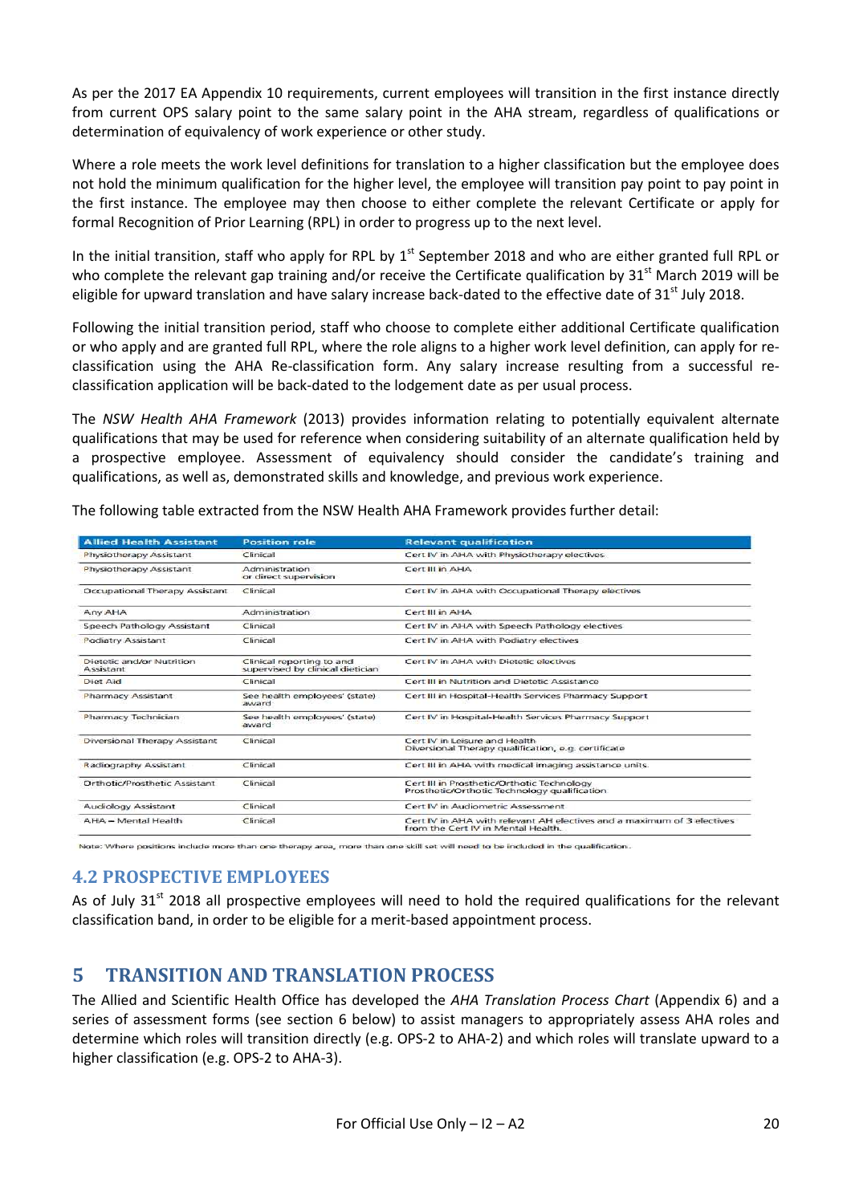As per the 2017 EA Appendix 10 requirements, current employees will transition in the first instance directly from current OPS salary point to the same salary point in the AHA stream, regardless of qualifications or determination of equivalency of work experience or other study.

Where a role meets the work level definitions for translation to a higher classification but the employee does not hold the minimum qualification for the higher level, the employee will transition pay point to pay point in the first instance. The employee may then choose to either complete the relevant Certificate or apply for formal Recognition of Prior Learning (RPL) in order to progress up to the next level.

In the initial transition, staff who apply for RPL by 1st September 2018 and who are either granted full RPL or who complete the relevant gap training and/or receive the Certificate qualification by 31st March 2019 will be eligible for upward translation and have salary increase back-dated to the effective date of 31st July 2018.

Following the initial transition period, staff who choose to complete either additional Certificate qualification or who apply and are granted full RPL, where the role aligns to a higher work level definition, can apply for re-classification using the AHA Re-classification form. Any salary increase resulting from a successful re-classification application will be back-dated to the lodgement date as per usual process.

The *NSW Health AHA Framework* (2013) provides information relating to potentially equivalent alternate qualifications that may be used for reference when considering suitability of an alternate qualification held by a prospective employee. Assessment of equivalency should consider the candidate's training and qualifications, as well as, demonstrated skills and knowledge, and previous work experience.

The following table extracted from the NSW Health AHA Framework provides further detail:

| Allied Health Assistant | Position role | Relevant qualification |
|---|---|---|
| Physiotherapy Assistant | Clinical | Cert IV in AHA with Physiotherapy electives |
| Physiotherapy Assistant | Administration or direct supervision | Cert III in AHA |
| Occupational Therapy Assistant | Clinical | Cert IV in AHA with Occupational Therapy electives |
| Any AHA | Administration | Cert III in AHA |
| Speech Pathology Assistant | Clinical | Cert IV in AHA with Speech Pathology electives |
| Podiatry Assistant | Clinical | Cert IV in AHA with Podiatry electives |
| Dietetic and/or Nutrition Assistant | Clinical reporting to and supervised by clinical dietician | Cert IV in AHA with Dietetic electives |
| Diet Aid | Clinical | Cert III in Nutrition and Dietetic Assistance |
| Pharmacy Assistant | See health employees' (state) award | Cert III in Hospital-Health Services Pharmacy Support |
| Pharmacy Technician | See health employees' (state) award | Cert IV in Hospital-Health Services Pharmacy Support |
| Diversional Therapy Assistant | Clinical | Cert IV in Leisure and Health<br>Diversional Therapy qualification, e.g. certificate |
| Radiography Assistant | Clinical | Cert III in AHA with medical imaging assistance units. |
| Orthotic/Prosthetic Assistant | Clinical | Cert III in Prosthetic/Orthotic Technology<br>Prosthetic/Orthotic Technology qualification |
| Audiology Assistant | Clinical | Cert IV in Audiometric Assessment |
| AHA – Mental Health | Clinical | Cert IV in AHA with relevant AH electives and a maximum of 3 electives from the Cert IV in Mental Health. |

Note: Where positions include more than one therapy area, more than one skill set will need to be included in the qualification.

## 4.2 PROSPECTIVE EMPLOYEES

As of July 31st 2018 all prospective employees will need to hold the required qualifications for the relevant classification band, in order to be eligible for a merit-based appointment process.

# 5 TRANSITION AND TRANSLATION PROCESS

The Allied and Scientific Health Office has developed the *AHA Translation Process Chart* (Appendix 6) and a series of assessment forms (see section 6 below) to assist managers to appropriately assess AHA roles and determine which roles will transition directly (e.g. OPS-2 to AHA-2) and which roles will translate upward to a higher classification (e.g. OPS-2 to AHA-3).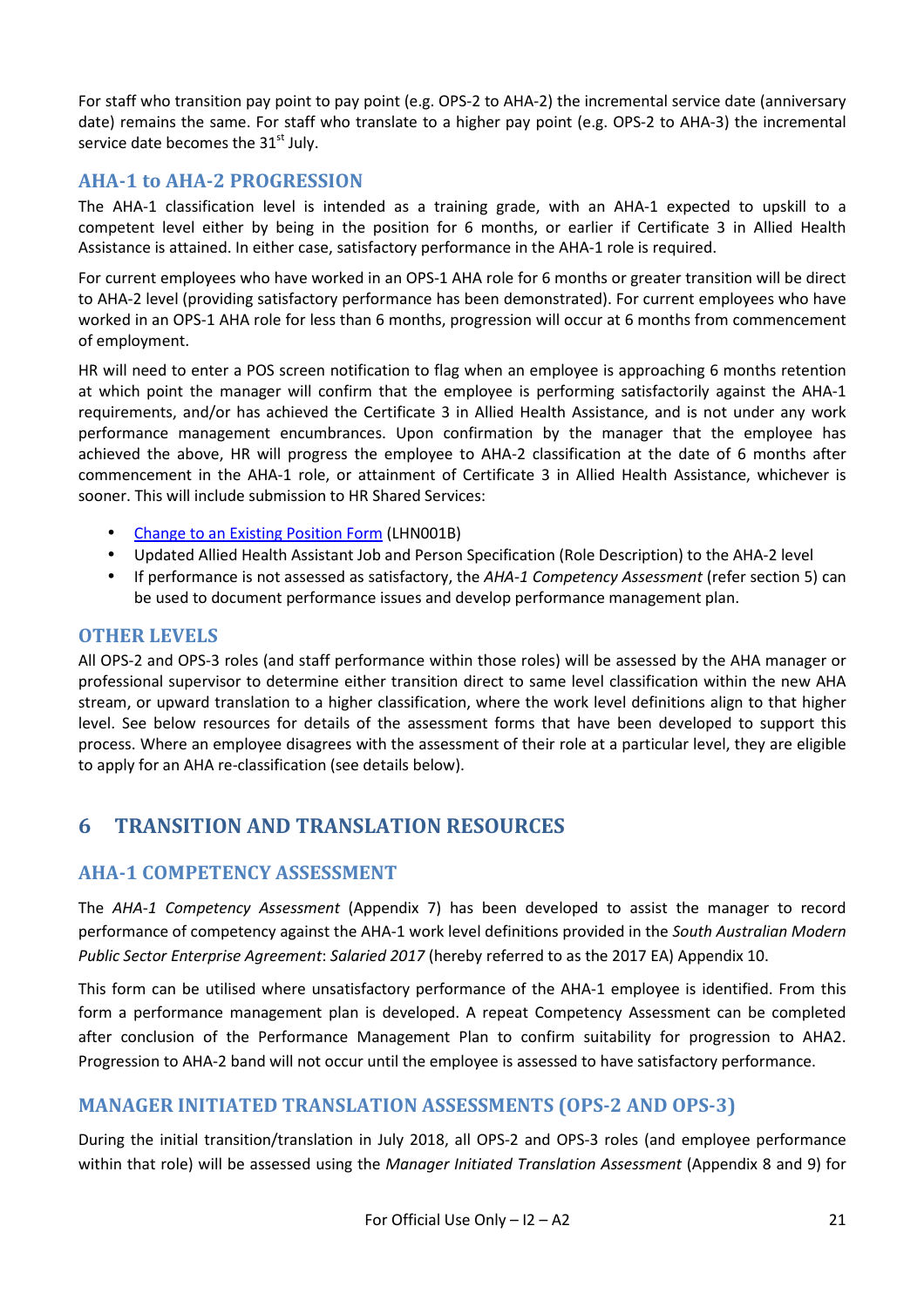For staff who transition pay point to pay point (e.g. OPS-2 to AHA-2) the incremental service date (anniversary date) remains the same. For staff who translate to a higher pay point (e.g. OPS-2 to AHA-3) the incremental service date becomes the 31st July.

### AHA-1 to AHA-2 PROGRESSION

The AHA-1 classification level is intended as a training grade, with an AHA-1 expected to upskill to a competent level either by being in the position for 6 months, or earlier if Certificate 3 in Allied Health Assistance is attained. In either case, satisfactory performance in the AHA-1 role is required.

For current employees who have worked in an OPS-1 AHA role for 6 months or greater transition will be direct to AHA-2 level (providing satisfactory performance has been demonstrated). For current employees who have worked in an OPS-1 AHA role for less than 6 months, progression will occur at 6 months from commencement of employment.

HR will need to enter a POS screen notification to flag when an employee is approaching 6 months retention at which point the manager will confirm that the employee is performing satisfactorily against the AHA-1 requirements, and/or has achieved the Certificate 3 in Allied Health Assistance, and is not under any work performance management encumbrances. Upon confirmation by the manager that the employee has achieved the above, HR will progress the employee to AHA-2 classification at the date of 6 months after commencement in the AHA-1 role, or attainment of Certificate 3 in Allied Health Assistance, whichever is sooner. This will include submission to HR Shared Services:

- Change to an Existing Position Form (LHN001B)
- Updated Allied Health Assistant Job and Person Specification (Role Description) to the AHA-2 level
- If performance is not assessed as satisfactory, the *AHA-1 Competency Assessment* (refer section 5) can be used to document performance issues and develop performance management plan.

### OTHER LEVELS

All OPS-2 and OPS-3 roles (and staff performance within those roles) will be assessed by the AHA manager or professional supervisor to determine either transition direct to same level classification within the new AHA stream, or upward translation to a higher classification, where the work level definitions align to that higher level. See below resources for details of the assessment forms that have been developed to support this process. Where an employee disagrees with the assessment of their role at a particular level, they are eligible to apply for an AHA re-classification (see details below).

## 6 TRANSITION AND TRANSLATION RESOURCES

### AHA-1 COMPETENCY ASSESSMENT

The *AHA-1 Competency Assessment* (Appendix 7) has been developed to assist the manager to record performance of competency against the AHA-1 work level definitions provided in the *South Australian Modern Public Sector Enterprise Agreement*: *Salaried 2017* (hereby referred to as the 2017 EA) Appendix 10.

This form can be utilised where unsatisfactory performance of the AHA-1 employee is identified. From this form a performance management plan is developed. A repeat Competency Assessment can be completed after conclusion of the Performance Management Plan to confirm suitability for progression to AHA2. Progression to AHA-2 band will not occur until the employee is assessed to have satisfactory performance.

### MANAGER INITIATED TRANSLATION ASSESSMENTS (OPS-2 AND OPS-3)

During the initial transition/translation in July 2018, all OPS-2 and OPS-3 roles (and employee performance within that role) will be assessed using the *Manager Initiated Translation Assessment* (Appendix 8 and 9) for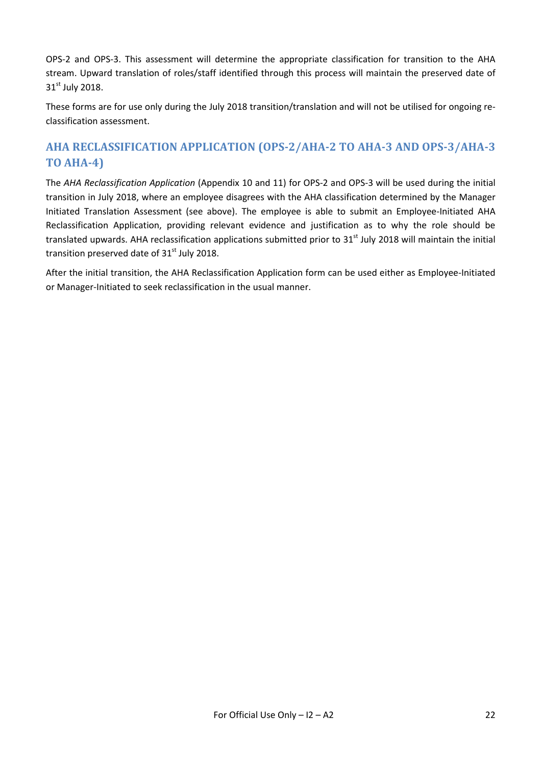OPS-2 and OPS-3. This assessment will determine the appropriate classification for transition to the AHA stream. Upward translation of roles/staff identified through this process will maintain the preserved date of 31st July 2018.

These forms are for use only during the July 2018 transition/translation and will not be utilised for ongoing re-classification assessment.

## AHA RECLASSIFICATION APPLICATION (OPS-2/AHA-2 TO AHA-3 AND OPS-3/AHA-3 TO AHA-4)

The *AHA Reclassification Application* (Appendix 10 and 11) for OPS-2 and OPS-3 will be used during the initial transition in July 2018, where an employee disagrees with the AHA classification determined by the Manager Initiated Translation Assessment (see above). The employee is able to submit an Employee-Initiated AHA Reclassification Application, providing relevant evidence and justification as to why the role should be translated upwards. AHA reclassification applications submitted prior to 31st July 2018 will maintain the initial transition preserved date of 31st July 2018.

After the initial transition, the AHA Reclassification Application form can be used either as Employee-Initiated or Manager-Initiated to seek reclassification in the usual manner.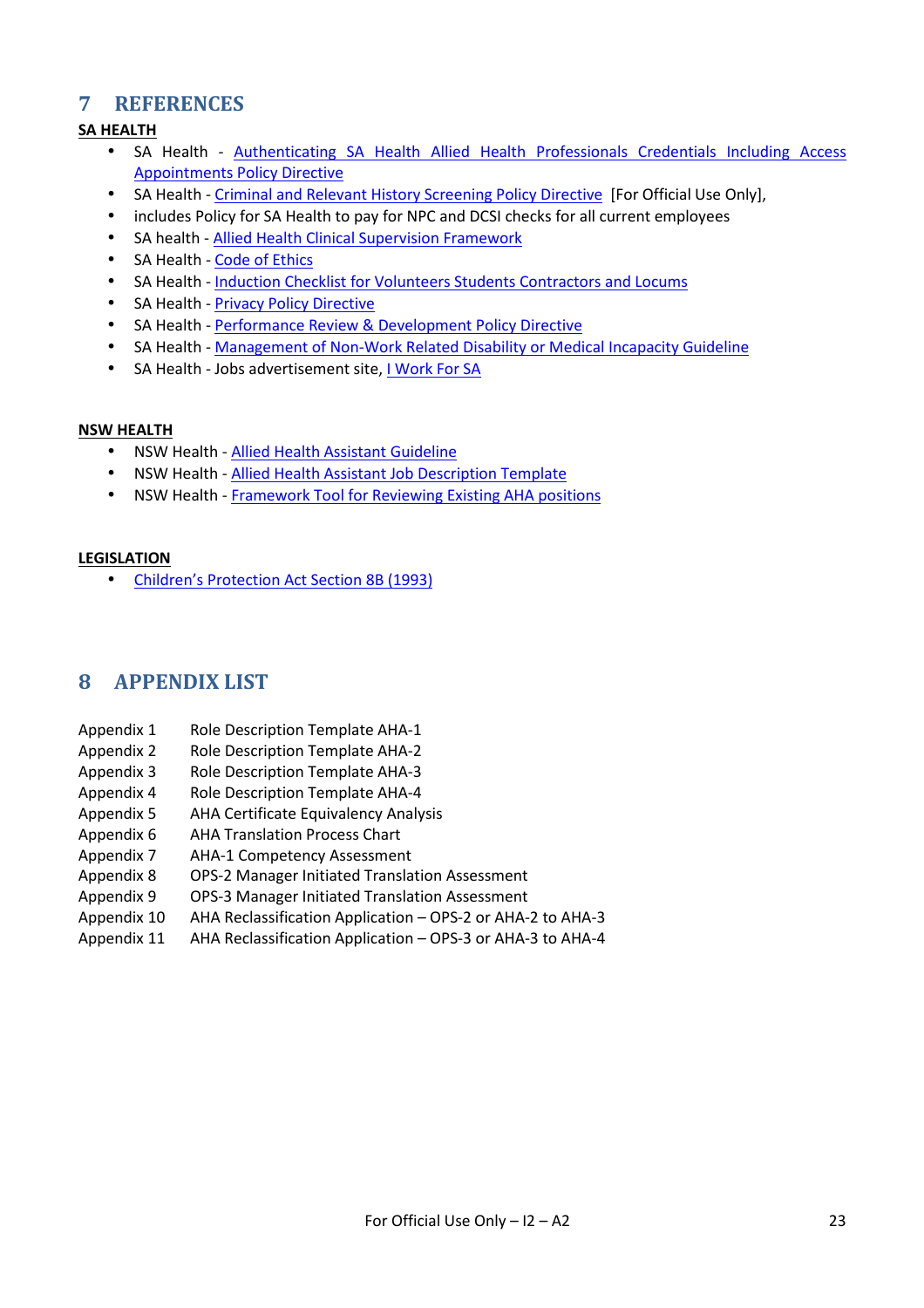# 7 REFERENCES

**SA HEALTH**

- SA Health - Authenticating SA Health Allied Health Professionals Credentials Including Access Appointments Policy Directive
- SA Health - Criminal and Relevant History Screening Policy Directive [For Official Use Only],
- includes Policy for SA Health to pay for NPC and DCSI checks for all current employees
- SA health - Allied Health Clinical Supervision Framework
- SA Health - Code of Ethics
- SA Health - Induction Checklist for Volunteers Students Contractors and Locums
- SA Health - Privacy Policy Directive
- SA Health - Performance Review & Development Policy Directive
- SA Health - Management of Non-Work Related Disability or Medical Incapacity Guideline
- SA Health - Jobs advertisement site, I Work For SA

**NSW HEALTH**

- NSW Health - Allied Health Assistant Guideline
- NSW Health - Allied Health Assistant Job Description Template
- NSW Health - Framework Tool for Reviewing Existing AHA positions

**LEGISLATION**

- Children's Protection Act Section 8B (1993)

# 8 APPENDIX LIST

| | |
|---|---|
| Appendix 1 | Role Description Template AHA-1 |
| Appendix 2 | Role Description Template AHA-2 |
| Appendix 3 | Role Description Template AHA-3 |
| Appendix 4 | Role Description Template AHA-4 |
| Appendix 5 | AHA Certificate Equivalency Analysis |
| Appendix 6 | AHA Translation Process Chart |
| Appendix 7 | AHA-1 Competency Assessment |
| Appendix 8 | OPS-2 Manager Initiated Translation Assessment |
| Appendix 9 | OPS-3 Manager Initiated Translation Assessment |
| Appendix 10 | AHA Reclassification Application – OPS-2 or AHA-2 to AHA-3 |
| Appendix 11 | AHA Reclassification Application – OPS-3 or AHA-3 to AHA-4 |